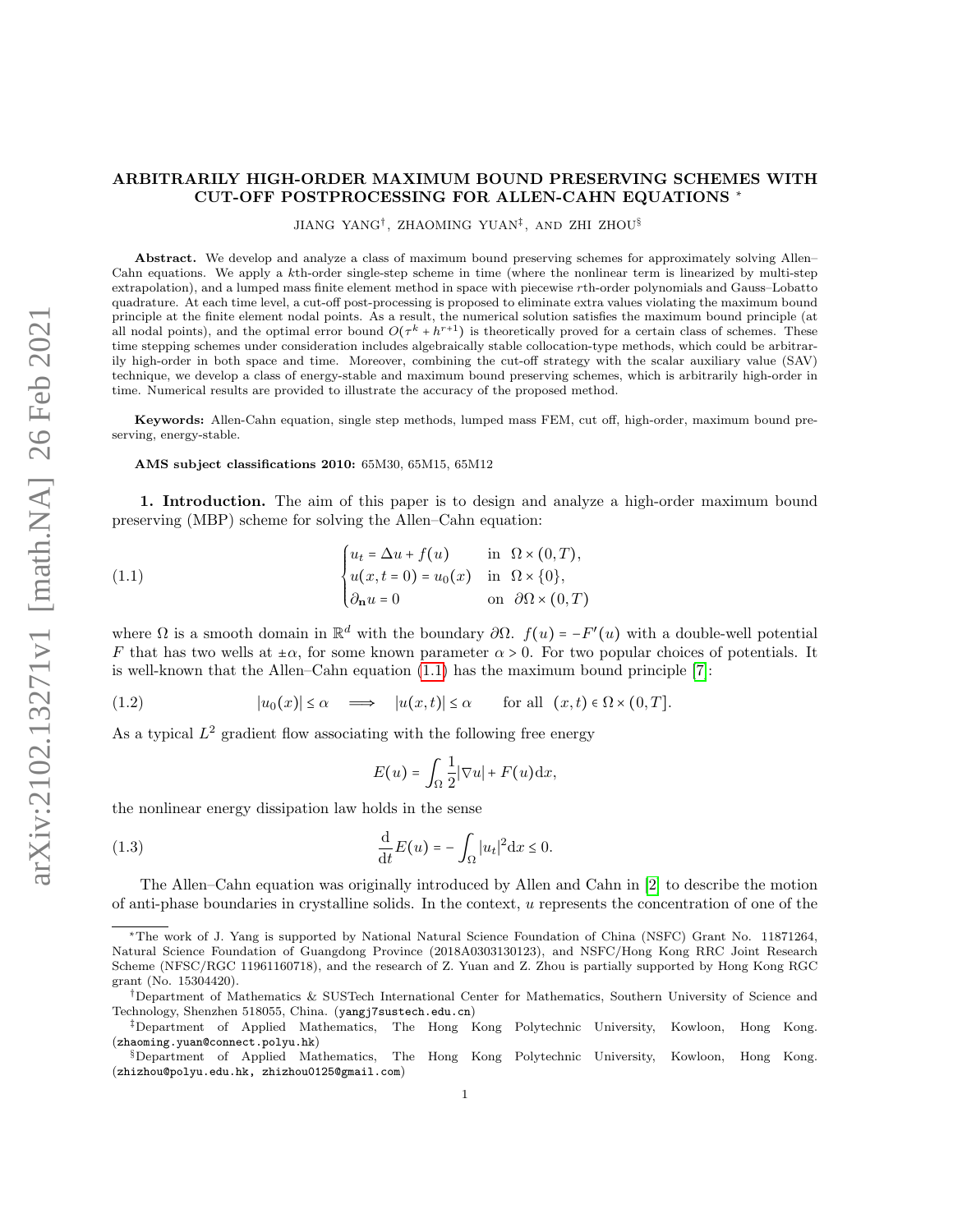# ARBITRARILY HIGH-ORDER MAXIMUM BOUND PRESERVING SCHEMES WITH CUT-OFF POSTPROCESSING FOR ALLEN-CAHN EQUATIONS *

JIANG YANG†, ZHAOMING YUAN‡, AND ZHI ZHOU§

**Abstract.** We develop and analyze a class of maximum bound preserving schemes for approximately solving Allen–Cahn equations. We apply a $k$th-order single-step scheme in time (where the nonlinear term is linearized by multi-step extrapolation), and a lumped mass finite element method in space with piecewise $r$th-order polynomials and Gauss–Lobatto quadrature. At each time level, a cut-off post-processing is proposed to eliminate extra values violating the maximum bound principle at the finite element nodal points. As a result, the numerical solution satisfies the maximum bound principle (at all nodal points), and the optimal error bound $O(\tau^k + h^{r+1})$ is theoretically proved for a certain class of schemes. These time stepping schemes under consideration includes algebraically stable collocation-type methods, which could be arbitrarily high-order in both space and time. Moreover, combining the cut-off strategy with the scalar auxiliary value (SAV) technique, we develop a class of energy-stable and maximum bound preserving schemes, which is arbitrarily high-order in time. Numerical results are provided to illustrate the accuracy of the proposed method.

**Keywords:** Allen-Cahn equation, single step methods, lumped mass FEM, cut off, high-order, maximum bound preserving, energy-stable.

**AMS subject classifications 2010:** 65M30, 65M15, 65M12

**1. Introduction.** The aim of this paper is to design and analyze a high-order maximum bound preserving (MBP) scheme for solving the Allen–Cahn equation:

$$
\begin{cases} u_t = \Delta u + f(u) & \text{in } \ \Omega \times (0,T), \\ u(x, t=0) = u_0(x) & \text{in } \ \Omega \times \{0\}, \\ \partial_{\mathbf{n}} u = 0 & \text{on } \ \partial\Omega \times (0,T) \end{cases} \tag{1.1}
$$

where $\Omega$ is a smooth domain in $\mathbb{R}^d$ with the boundary $\partial\Omega$. $f(u) = -F'(u)$ with a double-well potential $F$ that has two wells at $\pm\alpha$, for some known parameter $\alpha > 0$. For two popular choices of potentials. It is well-known that the Allen–Cahn equation (1.1) has the maximum bound principle [7]:

$$
|u_0(x)| \le \alpha \quad \Longrightarrow \quad |u(x,t)| \le \alpha \qquad \text{for all } \ (x,t) \in \Omega \times (0,T]. \tag{1.2}
$$

As a typical $L^2$ gradient flow associating with the following free energy

$$
E(u) = \int_\Omega \frac{1}{2}|\nabla u| + F(u) \mathrm{d}x,
$$

the nonlinear energy dissipation law holds in the sense

$$
\frac{\mathrm{d}}{\mathrm{d}t} E(u) = -\int_\Omega |u_t|^2 \mathrm{d}x \le 0. \tag{1.3}
$$

The Allen–Cahn equation was originally introduced by Allen and Cahn in [2] to describe the motion of anti-phase boundaries in crystalline solids. In the context, $u$ represents the concentration of one of the

---

*The work of J. Yang is supported by National Natural Science Foundation of China (NSFC) Grant No. 11871264, Natural Science Foundation of Guangdong Province (2018A0303130123), and NSFC/Hong Kong RRC Joint Research Scheme (NFSC/RGC 11961160718), and the research of Z. Yuan and Z. Zhou is partially supported by Hong Kong RGC grant (No. 15304420).

†Department of Mathematics & SUSTech International Center for Mathematics, Southern University of Science and Technology, Shenzhen 518055, China. (yangj7sustech.edu.cn)

‡Department of Applied Mathematics, The Hong Kong Polytechnic University, Kowloon, Hong Kong. (zhaoming.yuan@connect.polyu.hk)

§Department of Applied Mathematics, The Hong Kong Polytechnic University, Kowloon, Hong Kong. (zhizhou@polyu.edu.hk, zhizhou0125@gmail.com)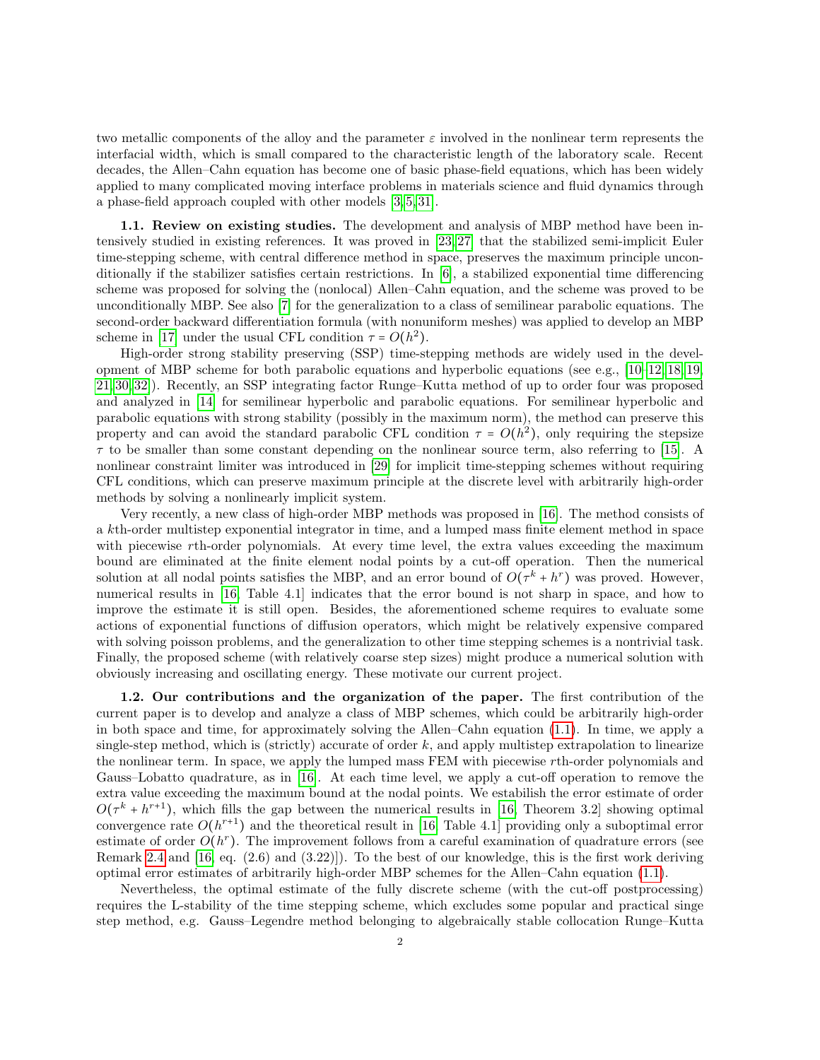two metallic components of the alloy and the parameter $\varepsilon$ involved in the nonlinear term represents the interfacial width, which is small compared to the characteristic length of the laboratory scale. Recent decades, the Allen–Cahn equation has become one of basic phase-field equations, which has been widely applied to many complicated moving interface problems in materials science and fluid dynamics through a phase-field approach coupled with other models [3,5,31].

**1.1. Review on existing studies.** The development and analysis of MBP method have been intensively studied in existing references. It was proved in [23,27] that the stabilized semi-implicit Euler time-stepping scheme, with central difference method in space, preserves the maximum principle unconditionally if the stabilizer satisfies certain restrictions. In [6], a stabilized exponential time differencing scheme was proposed for solving the (nonlocal) Allen–Cahn equation, and the scheme was proved to be unconditionally MBP. See also [7] for the generalization to a class of semilinear parabolic equations. The second-order backward differentiation formula (with nonuniform meshes) was applied to develop an MBP scheme in [17] under the usual CFL condition $\tau = O(h^2)$.

High-order strong stability preserving (SSP) time-stepping methods are widely used in the development of MBP scheme for both parabolic equations and hyperbolic equations (see e.g., [10–12,18,19,21,30,32]). Recently, an SSP integrating factor Runge–Kutta method of up to order four was proposed and analyzed in [14] for semilinear hyperbolic and parabolic equations. For semilinear hyperbolic and parabolic equations with strong stability (possibly in the maximum norm), the method can preserve this property and can avoid the standard parabolic CFL condition $\tau = O(h^2)$, only requiring the stepsize $\tau$ to be smaller than some constant depending on the nonlinear source term, also referring to [15]. A nonlinear constraint limiter was introduced in [29] for implicit time-stepping schemes without requiring CFL conditions, which can preserve maximum principle at the discrete level with arbitrarily high-order methods by solving a nonlinearly implicit system.

Very recently, a new class of high-order MBP methods was proposed in [16]. The method consists of a $k$th-order multistep exponential integrator in time, and a lumped mass finite element method in space with piecewise $r$th-order polynomials. At every time level, the extra values exceeding the maximum bound are eliminated at the finite element nodal points by a cut-off operation. Then the numerical solution at all nodal points satisfies the MBP, and an error bound of $O(\tau^k + h^r)$ was proved. However, numerical results in [16, Table 4.1] indicates that the error bound is not sharp in space, and how to improve the estimate it is still open. Besides, the aforementioned scheme requires to evaluate some actions of exponential functions of diffusion operators, which might be relatively expensive compared with solving poisson problems, and the generalization to other time stepping schemes is a nontrivial task. Finally, the proposed scheme (with relatively coarse step sizes) might produce a numerical solution with obviously increasing and oscillating energy. These motivate our current project.

**1.2. Our contributions and the organization of the paper.** The first contribution of the current paper is to develop and analyze a class of MBP schemes, which could be arbitrarily high-order in both space and time, for approximately solving the Allen–Cahn equation (1.1). In time, we apply a single-step method, which is (strictly) accurate of order $k$, and apply multistep extrapolation to linearize the nonlinear term. In space, we apply the lumped mass FEM with piecewise $r$th-order polynomials and Gauss–Lobatto quadrature, as in [16]. At each time level, we apply a cut-off operation to remove the extra value exceeding the maximum bound at the nodal points. We estabilish the error estimate of order $O(\tau^k + h^{r+1})$, which fills the gap between the numerical results in [16, Theorem 3.2] showing optimal convergence rate $O(h^{r+1})$ and the theoretical result in [16, Table 4.1] providing only a suboptimal error estimate of order $O(h^r)$. The improvement follows from a careful examination of quadrature errors (see Remark 2.4 and [16, eq. (2.6) and (3.22)]). To the best of our knowledge, this is the first work deriving optimal error estimates of arbitrarily high-order MBP schemes for the Allen–Cahn equation (1.1).

Nevertheless, the optimal estimate of the fully discrete scheme (with the cut-off postprocessing) requires the L-stability of the time stepping scheme, which excludes some popular and practical singe step method, e.g. Gauss–Legendre method belonging to algebraically stable collocation Runge–Kutta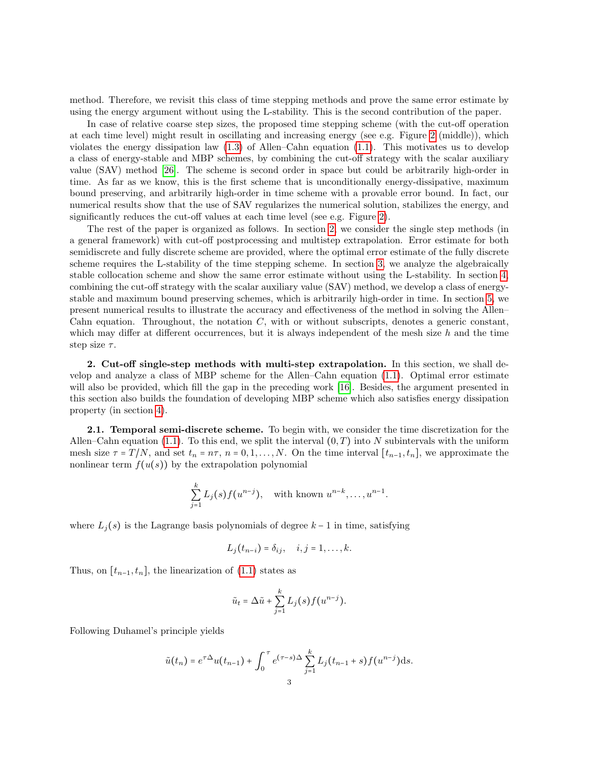method. Therefore, we revisit this class of time stepping methods and prove the same error estimate by using the energy argument without using the L-stability. This is the second contribution of the paper.

In case of relative coarse step sizes, the proposed time stepping scheme (with the cut-off operation at each time level) might result in oscillating and increasing energy (see e.g. Figure 2 (middle)), which violates the energy dissipation law (1.3) of Allen–Cahn equation (1.1). This motivates us to develop a class of energy-stable and MBP schemes, by combining the cut-off strategy with the scalar auxiliary value (SAV) method [26]. The scheme is second order in space but could be arbitrarily high-order in time. As far as we know, this is the first scheme that is unconditionally energy-dissipative, maximum bound preserving, and arbitrarily high-order in time scheme with a provable error bound. In fact, our numerical results show that the use of SAV regularizes the numerical solution, stabilizes the energy, and significantly reduces the cut-off values at each time level (see e.g. Figure 2).

The rest of the paper is organized as follows. In section 2, we consider the single step methods (in a general framework) with cut-off postprocessing and multistep extrapolation. Error estimate for both semidiscrete and fully discrete scheme are provided, where the optimal error estimate of the fully discrete scheme requires the L-stability of the time stepping scheme. In section 3, we analyze the algebraically stable collocation scheme and show the same error estimate without using the L-stability. In section 4, combining the cut-off strategy with the scalar auxiliary value (SAV) method, we develop a class of energy-stable and maximum bound preserving schemes, which is arbitrarily high-order in time. In section 5, we present numerical results to illustrate the accuracy and effectiveness of the method in solving the Allen–Cahn equation. Throughout, the notation $C$, with or without subscripts, denotes a generic constant, which may differ at different occurrences, but it is always independent of the mesh size $h$ and the time step size $\tau$.

## 2. Cut-off single-step methods with multi-step extrapolation.

In this section, we shall develop and analyze a class of MBP scheme for the Allen–Cahn equation (1.1). Optimal error estimate will also be provided, which fill the gap in the preceding work [16]. Besides, the argument presented in this section also builds the foundation of developing MBP scheme which also satisfies energy dissipation property (in section 4).

### 2.1. Temporal semi-discrete scheme.

To begin with, we consider the time discretization for the Allen–Cahn equation (1.1). To this end, we split the interval $(0,T)$ into $N$ subintervals with the uniform mesh size $\tau = T/N$, and set $t_n = n\tau$, $n = 0,1,\dots,N$. On the time interval $[t_{n-1}, t_n]$, we approximate the nonlinear term $f(u(s))$ by the extrapolation polynomial

$$\sum_{j=1}^{k} L_j(s) f(u^{n-j}), \quad \text{with known } u^{n-k},\dots,u^{n-1}.$$

where $L_j(s)$ is the Lagrange basis polynomials of degree $k-1$ in time, satisfying

$$L_j(t_{n-i}) = \delta_{ij}, \quad i,j = 1,\dots,k.$$

Thus, on $[t_{n-1}, t_n]$, the linearization of (1.1) states as

$$\tilde{u}_t = \Delta \tilde{u} + \sum_{j=1}^{k} L_j(s) f(u^{n-j}).$$

Following Duhamel's principle yields

$$\tilde{u}(t_n) = e^{\tau\Delta} u(t_{n-1}) + \int_0^{\tau} e^{(\tau-s)\Delta} \sum_{j=1}^{k} L_j(t_{n-1}+s) f(u^{n-j})\,\mathrm{d}s.$$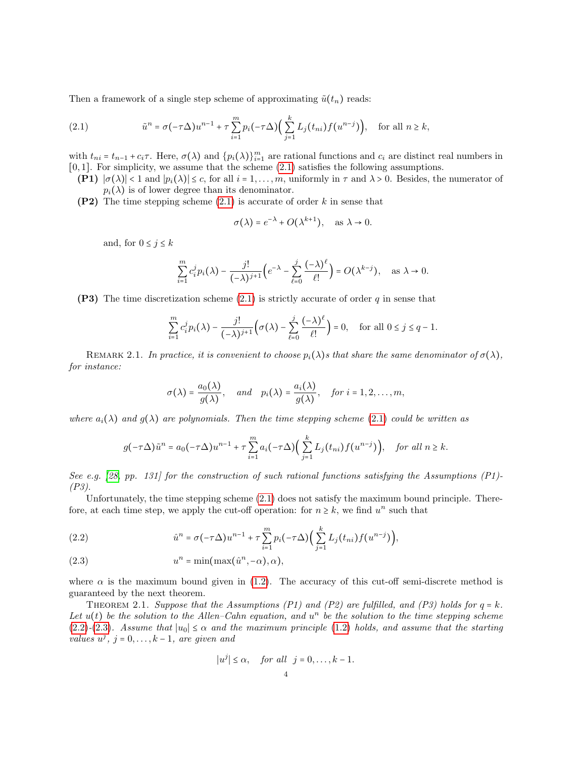Then a framework of a single step scheme of approximating $\tilde{u}(t_n)$ reads:

$$\tilde{u}^n = \sigma(-\tau\Delta)u^{n-1} + \tau \sum_{i=1}^{m} p_i(-\tau\Delta)\Big(\sum_{j=1}^{k} L_j(t_{ni}) f(u^{n-j})\Big), \quad \text{for all } n \ge k, \tag{2.1}$$

with $t_{ni} = t_{n-1} + c_i\tau$. Here, $\sigma(\lambda)$ and $\{p_i(\lambda)\}_{i=1}^m$ are rational functions and $c_i$ are distinct real numbers in $[0,1]$. For simplicity, we assume that the scheme (2.1) satisfies the following assumptions.

- **(P1)** $|\sigma(\lambda)| < 1$ and $|p_i(\lambda)| \le c$, for all $i = 1, \ldots, m$, uniformly in $\tau$ and $\lambda > 0$. Besides, the numerator of $p_i(\lambda)$ is of lower degree than its denominator.
- **(P2)** The time stepping scheme (2.1) is accurate of order $k$ in sense that

$$\sigma(\lambda) = e^{-\lambda} + O(\lambda^{k+1}), \quad \text{as } \lambda \to 0.$$

  and, for $0 \le j \le k$

$$\sum_{i=1}^{m} c_i^j p_i(\lambda) - \frac{j!}{(-\lambda)^{j+1}}\Big(e^{-\lambda} - \sum_{\ell=0}^{j} \frac{(-\lambda)^\ell}{\ell!}\Big) = O(\lambda^{k-j}), \quad \text{as } \lambda \to 0.$$

- **(P3)** The time discretization scheme (2.1) is strictly accurate of order $q$ in sense that

$$\sum_{i=1}^{m} c_i^j p_i(\lambda) - \frac{j!}{(-\lambda)^{j+1}}\Big(\sigma(\lambda) - \sum_{\ell=0}^{j} \frac{(-\lambda)^\ell}{\ell!}\Big) = 0, \quad \text{for all } 0 \le j \le q-1.$$

Remark 2.1. *In practice, it is convenient to choose $p_i(\lambda)$s that share the same denominator of $\sigma(\lambda)$, for instance:*

$$\sigma(\lambda) = \frac{a_0(\lambda)}{g(\lambda)}, \quad \text{and} \quad p_i(\lambda) = \frac{a_i(\lambda)}{g(\lambda)}, \quad \text{for } i = 1, 2, \ldots, m,$$

*where $a_i(\lambda)$ and $g(\lambda)$ are polynomials. Then the time stepping scheme (2.1) could be written as*

$$g(-\tau\Delta)\tilde{u}^n = a_0(-\tau\Delta)u^{n-1} + \tau \sum_{i=1}^{m} a_i(-\tau\Delta)\Big(\sum_{j=1}^{k} L_j(t_{ni}) f(u^{n-j})\Big), \quad \text{for all } n \ge k.$$

*See e.g. [28, pp. 131] for the construction of such rational functions satisfying the Assumptions (P1)-(P3).*

Unfortunately, the time stepping scheme (2.1) does not satisfy the maximum bound principle. Therefore, at each time step, we apply the cut-off operation: for $n \ge k$, we find $u^n$ such that

$$\hat{u}^n = \sigma(-\tau\Delta)u^{n-1} + \tau \sum_{i=1}^{m} p_i(-\tau\Delta)\Big(\sum_{j=1}^{k} L_j(t_{ni}) f(u^{n-j})\Big), \tag{2.2}$$

$$u^n = \min(\max(\hat{u}^n, -\alpha), \alpha), \tag{2.3}$$

where $\alpha$ is the maximum bound given in (1.2). The accuracy of this cut-off semi-discrete method is guaranteed by the next theorem.

Theorem 2.1. *Suppose that the Assumptions (P1) and (P2) are fulfilled, and (P3) holds for $q = k$. Let $u(t)$ be the solution to the Allen–Cahn equation, and $u^n$ be the solution to the time stepping scheme (2.2)-(2.3). Assume that $|u_0| \le \alpha$ and the maximum principle (1.2) holds, and assume that the starting values $u^j$, $j = 0, \ldots, k-1$, are given and*

$$|u^j| \le \alpha, \quad \text{for all } \; j = 0, \ldots, k-1.$$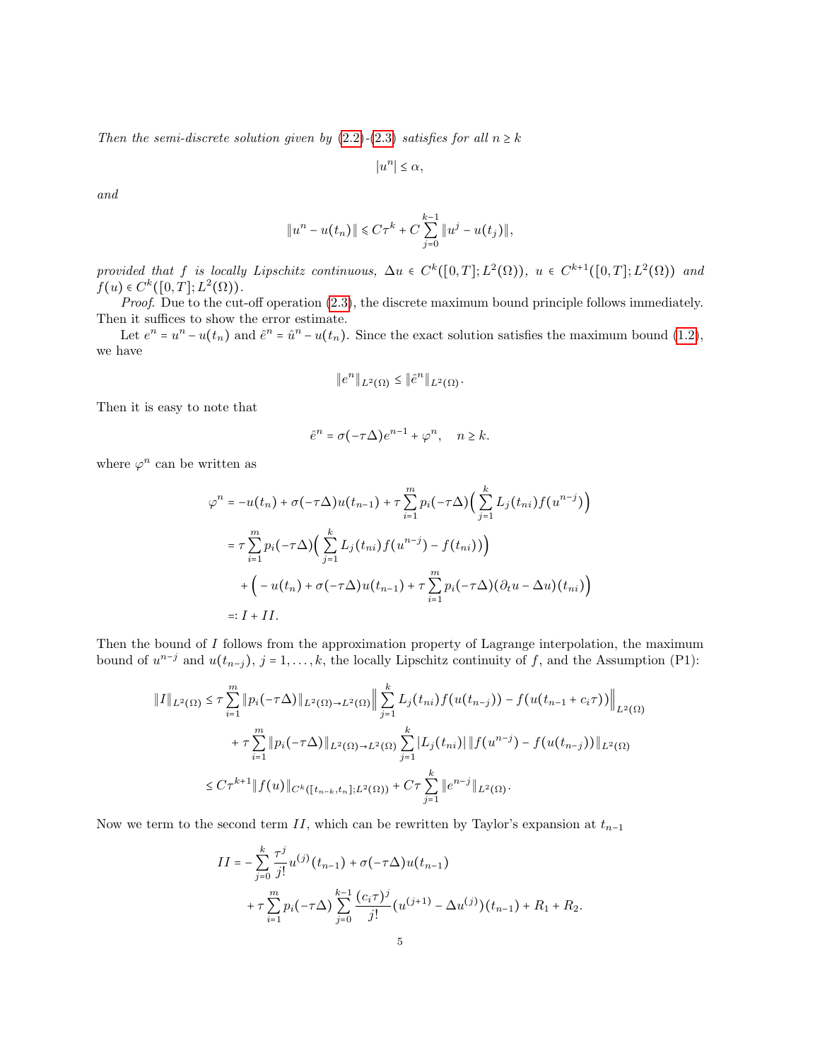*Then the semi-discrete solution given by (2.2)-(2.3) satisfies for all $n \ge k$*

$$|u^n| \le \alpha,$$

*and*

$$\|u^n - u(t_n)\| \leqslant C\tau^k + C\sum_{j=0}^{k-1}\|u^j - u(t_j)\|,$$

*provided that $f$ is locally Lipschitz continuous, $\Delta u \in C^k([0,T];L^2(\Omega))$, $u \in C^{k+1}([0,T];L^2(\Omega))$ and $f(u) \in C^k([0,T];L^2(\Omega))$.*

*Proof.* Due to the cut-off operation (2.3), the discrete maximum bound principle follows immediately. Then it suffices to show the error estimate.

Let $e^n = u^n - u(t_n)$ and $\hat{e}^n = \hat{u}^n - u(t_n)$. Since the exact solution satisfies the maximum bound (1.2), we have

$$\|e^n\|_{L^2(\Omega)} \le \|\hat{e}^n\|_{L^2(\Omega)}.$$

Then it is easy to note that

$$\hat{e}^n = \sigma(-\tau\Delta)e^{n-1} + \varphi^n, \quad n \ge k.$$

where $\varphi^n$ can be written as

$$\begin{aligned}
\varphi^n &= -u(t_n) + \sigma(-\tau\Delta)u(t_{n-1}) + \tau\sum_{i=1}^m p_i(-\tau\Delta)\Big(\sum_{j=1}^k L_j(t_{ni})f(u^{n-j})\Big)\\
&= \tau\sum_{i=1}^m p_i(-\tau\Delta)\Big(\sum_{j=1}^k L_j(t_{ni})f(u^{n-j}) - f(t_{ni}))\Big)\\
&\quad + \Big(-u(t_n) + \sigma(-\tau\Delta)u(t_{n-1}) + \tau\sum_{i=1}^m p_i(-\tau\Delta)(\partial_t u - \Delta u)(t_{ni})\Big)\\
&=: I + II.
\end{aligned}$$

Then the bound of $I$ follows from the approximation property of Lagrange interpolation, the maximum bound of $u^{n-j}$ and $u(t_{n-j})$, $j = 1,\ldots,k$, the locally Lipschitz continuity of $f$, and the Assumption (P1):

$$\begin{aligned}
\|I\|_{L^2(\Omega)} &\le \tau\sum_{i=1}^m \|p_i(-\tau\Delta)\|_{L^2(\Omega)\to L^2(\Omega)}\Big\|\sum_{j=1}^k L_j(t_{ni})f(u(t_{n-j})) - f(u(t_{n-1}+c_i\tau))\Big\|_{L^2(\Omega)}\\
&\quad + \tau\sum_{i=1}^m \|p_i(-\tau\Delta)\|_{L^2(\Omega)\to L^2(\Omega)}\sum_{j=1}^k |L_j(t_{ni})|\,\|f(u^{n-j}) - f(u(t_{n-j}))\|_{L^2(\Omega)}\\
&\le C\tau^{k+1}\|f(u)\|_{C^k([t_{n-k},t_n];L^2(\Omega))} + C\tau\sum_{j=1}^k \|e^{n-j}\|_{L^2(\Omega)}.
\end{aligned}$$

Now we term to the second term $II$, which can be rewritten by Taylor's expansion at $t_{n-1}$

$$\begin{aligned}
II &= -\sum_{j=0}^k \frac{\tau^j}{j!}u^{(j)}(t_{n-1}) + \sigma(-\tau\Delta)u(t_{n-1})\\
&\quad + \tau\sum_{i=1}^m p_i(-\tau\Delta)\sum_{j=0}^{k-1}\frac{(c_i\tau)^j}{j!}(u^{(j+1)} - \Delta u^{(j)})(t_{n-1}) + R_1 + R_2.
\end{aligned}$$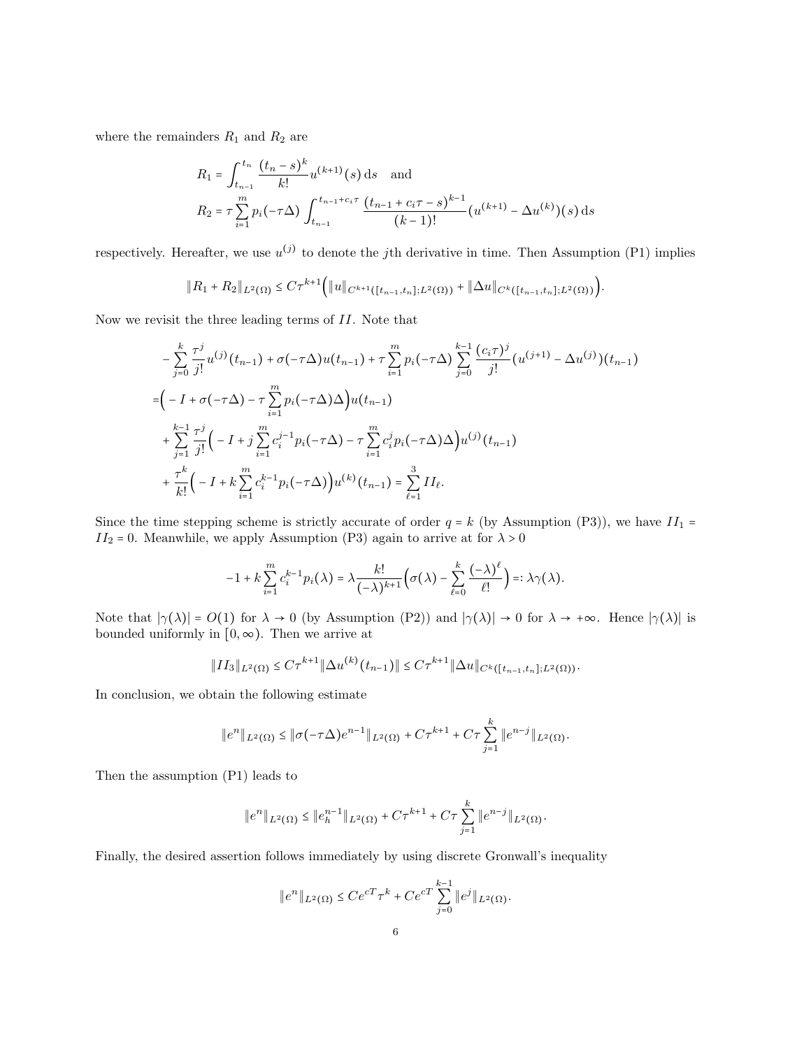where the remainders $R_1$ and $R_2$ are

$$R_1 = \int_{t_{n-1}}^{t_n} \frac{(t_n - s)^k}{k!} u^{(k+1)}(s)\,\mathrm{d}s \quad \text{and}$$

$$R_2 = \tau \sum_{i=1}^m p_i(-\tau\Delta) \int_{t_{n-1}}^{t_{n-1}+c_i\tau} \frac{(t_{n-1} + c_i\tau - s)^{k-1}}{(k-1)!} (u^{(k+1)} - \Delta u^{(k)})(s)\,\mathrm{d}s$$

respectively. Hereafter, we use $u^{(j)}$ to denote the $j$th derivative in time. Then Assumption (P1) implies

$$\|R_1 + R_2\|_{L^2(\Omega)} \le C\tau^{k+1}\Big(\|u\|_{C^{k+1}([t_{n-1},t_n];L^2(\Omega))} + \|\Delta u\|_{C^k([t_{n-1},t_n];L^2(\Omega))}\Big).$$

Now we revisit the three leading terms of $II$. Note that

$$\begin{aligned}
&-\sum_{j=0}^k \frac{\tau^j}{j!} u^{(j)}(t_{n-1}) + \sigma(-\tau\Delta)u(t_{n-1}) + \tau\sum_{i=1}^m p_i(-\tau\Delta)\sum_{j=0}^{k-1}\frac{(c_i\tau)^j}{j!}(u^{(j+1)} - \Delta u^{(j)})(t_{n-1})\\
=&\Big(-I + \sigma(-\tau\Delta) - \tau\sum_{i=1}^m p_i(-\tau\Delta)\Delta\Big)u(t_{n-1})\\
&+\sum_{j=1}^{k-1}\frac{\tau^j}{j!}\Big(-I + j\sum_{i=1}^m c_i^{j-1}p_i(-\tau\Delta) - \tau\sum_{i=1}^m c_i^j p_i(-\tau\Delta)\Delta\Big)u^{(j)}(t_{n-1})\\
&+\frac{\tau^k}{k!}\Big(-I + k\sum_{i=1}^m c_i^{k-1}p_i(-\tau\Delta)\Big)u^{(k)}(t_{n-1}) = \sum_{\ell=1}^3 II_\ell.
\end{aligned}$$

Since the time stepping scheme is strictly accurate of order $q = k$ (by Assumption (P3)), we have $II_1 = II_2 = 0$. Meanwhile, we apply Assumption (P3) again to arrive at for $\lambda > 0$

$$-1 + k\sum_{i=1}^m c_i^{k-1}p_i(\lambda) = \lambda\frac{k!}{(-\lambda)^{k+1}}\Big(\sigma(\lambda) - \sum_{\ell=0}^k \frac{(-\lambda)^\ell}{\ell!}\Big) =: \lambda\gamma(\lambda).$$

Note that $|\gamma(\lambda)| = O(1)$ for $\lambda \to 0$ (by Assumption (P2)) and $|\gamma(\lambda)| \to 0$ for $\lambda \to +\infty$. Hence $|\gamma(\lambda)|$ is bounded uniformly in $[0,\infty)$. Then we arrive at

$$\|II_3\|_{L^2(\Omega)} \le C\tau^{k+1}\|\Delta u^{(k)}(t_{n-1})\| \le C\tau^{k+1}\|\Delta u\|_{C^k([t_{n-1},t_n];L^2(\Omega))}.$$

In conclusion, we obtain the following estimate

$$\|e^n\|_{L^2(\Omega)} \le \|\sigma(-\tau\Delta)e^{n-1}\|_{L^2(\Omega)} + C\tau^{k+1} + C\tau\sum_{j=1}^k \|e^{n-j}\|_{L^2(\Omega)}.$$

Then the assumption (P1) leads to

$$\|e^n\|_{L^2(\Omega)} \le \|e_h^{n-1}\|_{L^2(\Omega)} + C\tau^{k+1} + C\tau\sum_{j=1}^k \|e^{n-j}\|_{L^2(\Omega)}.$$

Finally, the desired assertion follows immediately by using discrete Gronwall's inequality

$$\|e^n\|_{L^2(\Omega)} \le Ce^{cT}\tau^k + Ce^{cT}\sum_{j=0}^{k-1}\|e^j\|_{L^2(\Omega)}.$$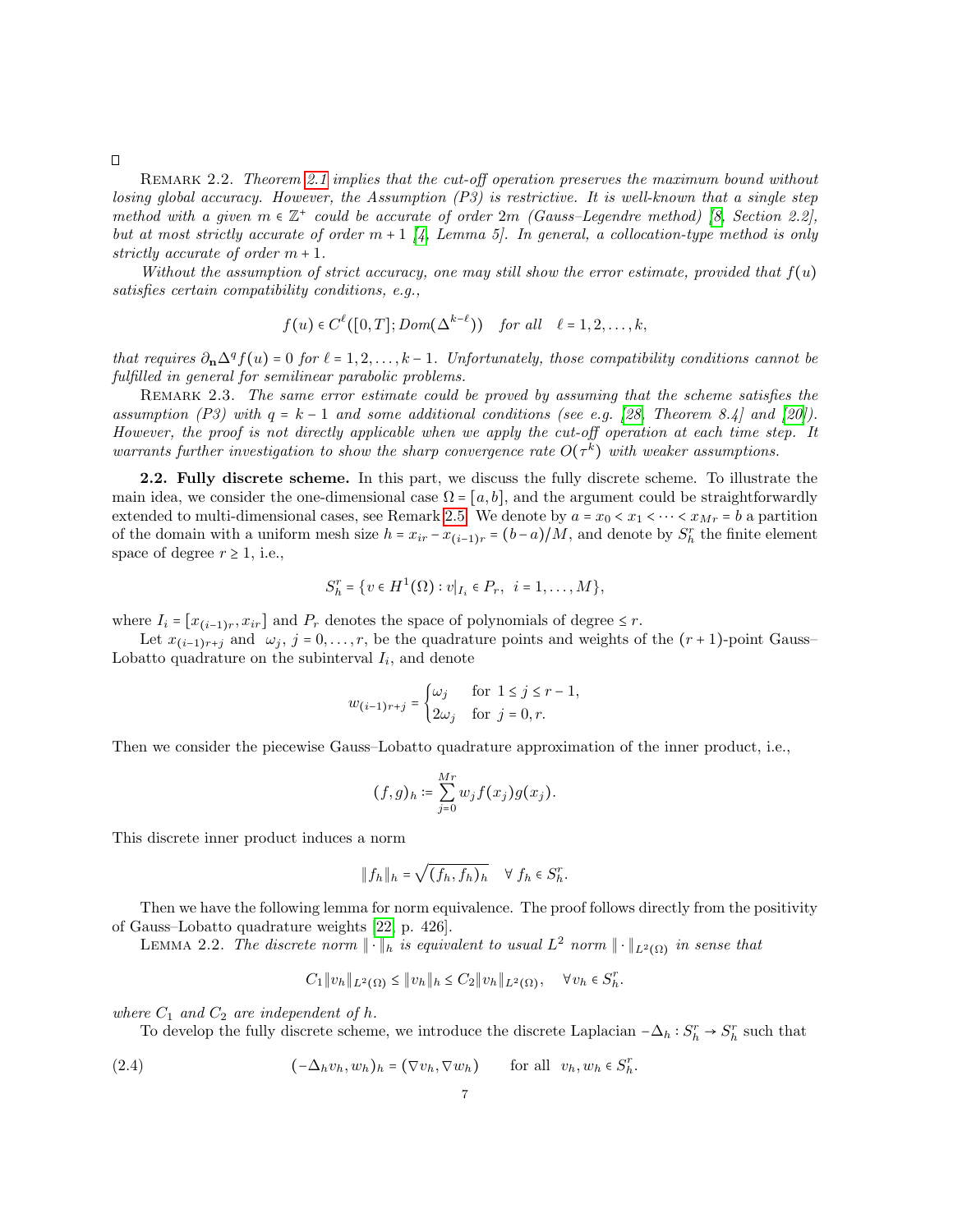□

REMARK 2.2. *Theorem 2.1 implies that the cut-off operation preserves the maximum bound without losing global accuracy. However, the Assumption (P3) is restrictive. It is well-known that a single step method with a given $m \in \mathbb{Z}^+$ could be accurate of order $2m$ (Gauss–Legendre method) [8, Section 2.2], but at most strictly accurate of order $m+1$ [4, Lemma 5]. In general, a collocation-type method is only strictly accurate of order $m+1$.*

*Without the assumption of strict accuracy, one may still show the error estimate, provided that $f(u)$ satisfies certain compatibility conditions, e.g.,*

$$f(u) \in C^{\ell}([0,T]; Dom(\Delta^{k-\ell})) \quad \textit{for all} \quad \ell = 1, 2, \ldots, k,$$

*that requires $\partial_{\mathbf{n}} \Delta^q f(u) = 0$ for $\ell = 1, 2, \ldots, k-1$. Unfortunately, those compatibility conditions cannot be fulfilled in general for semilinear parabolic problems.*

REMARK 2.3. *The same error estimate could be proved by assuming that the scheme satisfies the assumption (P3) with $q = k-1$ and some additional conditions (see e.g. [28, Theorem 8.4] and [20]). However, the proof is not directly applicable when we apply the cut-off operation at each time step. It warrants further investigation to show the sharp convergence rate $O(\tau^k)$ with weaker assumptions.*

**2.2. Fully discrete scheme.** In this part, we discuss the fully discrete scheme. To illustrate the main idea, we consider the one-dimensional case $\Omega = [a,b]$, and the argument could be straightforwardly extended to multi-dimensional cases, see Remark 2.5. We denote by $a = x_0 < x_1 < \cdots < x_{Mr} = b$ a partition of the domain with a uniform mesh size $h = x_{ir} - x_{(i-1)r} = (b-a)/M$, and denote by $S_h^r$ the finite element space of degree $r \geq 1$, i.e.,

$$S_h^r = \{v \in H^1(\Omega) : v|_{I_i} \in P_r, \ \ i = 1, \ldots, M\},$$

where $I_i = [x_{(i-1)r}, x_{ir}]$ and $P_r$ denotes the space of polynomials of degree $\leq r$.

Let $x_{(i-1)r+j}$ and $\omega_j$, $j = 0, \ldots, r$, be the quadrature points and weights of the $(r+1)$-point Gauss–Lobatto quadrature on the subinterval $I_i$, and denote

$$w_{(i-1)r+j} = \begin{cases} \omega_j & \text{for } \ 1 \leq j \leq r-1, \\ 2\omega_j & \text{for } \ j = 0, r. \end{cases}$$

Then we consider the piecewise Gauss–Lobatto quadrature approximation of the inner product, i.e.,

$$(f, g)_h := \sum_{j=0}^{Mr} w_j f(x_j) g(x_j).$$

This discrete inner product induces a norm

$$\|f_h\|_h = \sqrt{(f_h, f_h)_h} \quad \forall \ f_h \in S_h^r.$$

Then we have the following lemma for norm equivalence. The proof follows directly from the positivity of Gauss–Lobatto quadrature weights [22, p. 426].

LEMMA 2.2. *The discrete norm $\|\cdot\|_h$ is equivalent to usual $L^2$ norm $\|\cdot\|_{L^2(\Omega)}$ in sense that*

$$C_1 \|v_h\|_{L^2(\Omega)} \leq \|v_h\|_h \leq C_2 \|v_h\|_{L^2(\Omega)}, \quad \forall v_h \in S_h^r.$$

*where $C_1$ and $C_2$ are independent of $h$.*

To develop the fully discrete scheme, we introduce the discrete Laplacian $-\Delta_h : S_h^r \to S_h^r$ such that

$$(-\Delta_h v_h, w_h)_h = (\nabla v_h, \nabla w_h) \qquad \text{for all } \ v_h, w_h \in S_h^r. \tag{2.4}$$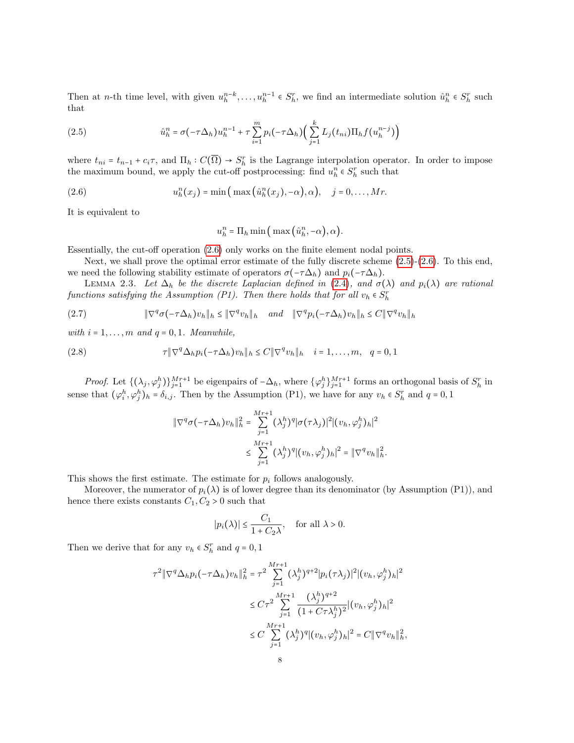Then at $n$-th time level, with given $u_h^{n-k}, \ldots, u_h^{n-1} \in S_h^r$, we find an intermediate solution $\hat{u}_h^n \in S_h^r$ such that

$$\hat{u}_h^n = \sigma(-\tau\Delta_h)u_h^{n-1} + \tau \sum_{i=1}^{m} p_i(-\tau\Delta_h)\Big(\sum_{j=1}^{k} L_j(t_{ni})\Pi_h f(u_h^{n-j})\Big) \tag{2.5}$$

where $t_{ni} = t_{n-1} + c_i\tau$, and $\Pi_h : C(\overline{\Omega}) \to S_h^r$ is the Lagrange interpolation operator. In order to impose the maximum bound, we apply the cut-off postprocessing: find $u_h^n \in S_h^r$ such that

$$u_h^n(x_j) = \min\big(\max\big(\hat{u}_h^n(x_j), -\alpha\big), \alpha\big), \quad j = 0, \ldots, Mr. \tag{2.6}$$

It is equivalent to

$$u_h^n = \Pi_h \min\big(\max\big(\hat{u}_h^n, -\alpha\big), \alpha\big).$$

Essentially, the cut-off operation (2.6) only works on the finite element nodal points.

Next, we shall prove the optimal error estimate of the fully discrete scheme (2.5)-(2.6). To this end, we need the following stability estimate of operators $\sigma(-\tau\Delta_h)$ and $p_i(-\tau\Delta_h)$.

Lemma 2.3. *Let $\Delta_h$ be the discrete Laplacian defined in (2.4), and $\sigma(\lambda)$ and $p_i(\lambda)$ are rational functions satisfying the Assumption (P1). Then there holds that for all $v_h \in S_h^r$*

$$\|\nabla^q \sigma(-\tau\Delta_h)v_h\|_h \le \|\nabla^q v_h\|_h \quad \text{and} \quad \|\nabla^q p_i(-\tau\Delta_h)v_h\|_h \le C\|\nabla^q v_h\|_h \tag{2.7}$$

*with $i = 1, \ldots, m$ and $q = 0, 1$. Meanwhile,*

$$\tau\|\nabla^q \Delta_h p_i(-\tau\Delta_h)v_h\|_h \le C\|\nabla^q v_h\|_h \quad i = 1, \ldots, m, \quad q = 0, 1 \tag{2.8}$$

*Proof.* Let $\{(\lambda_j, \varphi_j^h)\}_{j=1}^{Mr+1}$ be eigenpairs of $-\Delta_h$, where $\{\varphi_j^h\}_{j=1}^{Mr+1}$ forms an orthogonal basis of $S_h^r$ in sense that $(\varphi_i^h, \varphi_j^h)_h = \delta_{i,j}$. Then by the Assumption (P1), we have for any $v_h \in S_h^r$ and $q = 0, 1$

$$\begin{aligned}
\|\nabla^q \sigma(-\tau\Delta_h)v_h\|_h^2 &= \sum_{j=1}^{Mr+1} (\lambda_j^h)^q |\sigma(\tau\lambda_j)|^2 |(v_h, \varphi_j^h)_h|^2 \\
&\le \sum_{j=1}^{Mr+1} (\lambda_j^h)^q |(v_h, \varphi_j^h)_h|^2 = \|\nabla^q v_h\|_h^2.
\end{aligned}$$

This shows the first estimate. The estimate for $p_i$ follows analogously.

Moreover, the numerator of $p_i(\lambda)$ is of lower degree than its denominator (by Assumption (P1)), and hence there exists constants $C_1, C_2 > 0$ such that

$$|p_i(\lambda)| \le \frac{C_1}{1 + C_2\lambda}, \quad \text{for all } \lambda > 0.$$

Then we derive that for any $v_h \in S_h^r$ and $q = 0, 1$

$$\begin{aligned}
\tau^2\|\nabla^q \Delta_h p_i(-\tau\Delta_h)v_h\|_h^2 &= \tau^2 \sum_{j=1}^{Mr+1} (\lambda_j^h)^{q+2} |p_i(\tau\lambda_j)|^2 |(v_h, \varphi_j^h)_h|^2 \\
&\le C\tau^2 \sum_{j=1}^{Mr+1} \frac{(\lambda_j^h)^{q+2}}{(1 + C\tau\lambda_j^h)^2} |(v_h, \varphi_j^h)_h|^2 \\
&\le C \sum_{j=1}^{Mr+1} (\lambda_j^h)^q |(v_h, \varphi_j^h)_h|^2 = C\|\nabla^q v_h\|_h^2,
\end{aligned}$$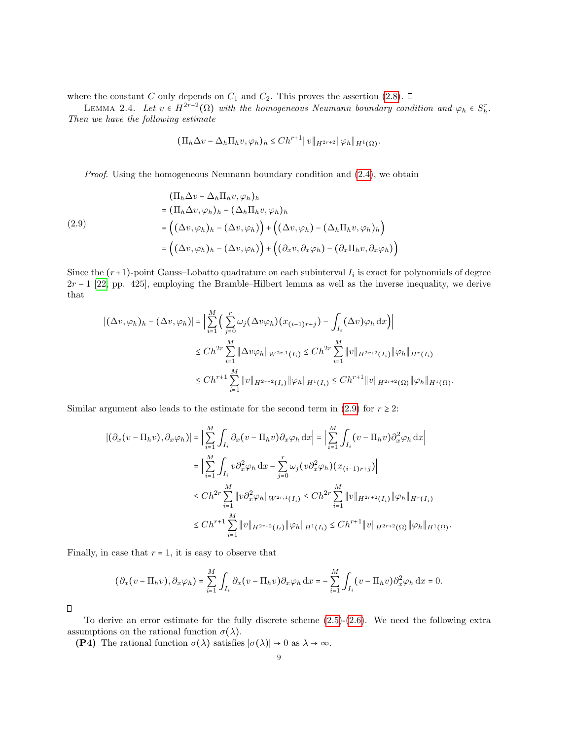where the constant $C$ only depends on $C_1$ and $C_2$. This proves the assertion (2.8). ◻

Lemma 2.4. *Let $v \in H^{2r+2}(\Omega)$ with the homogeneous Neumann boundary condition and $\varphi_h \in S_h^r$. Then we have the following estimate*

$$(\Pi_h \Delta v - \Delta_h \Pi_h v, \varphi_h)_h \le C h^{r+1} \|v\|_{H^{2r+2}} \|\varphi_h\|_{H^1(\Omega)}.$$

*Proof.* Using the homogeneous Neumann boundary condition and (2.4), we obtain

$$\begin{aligned}
&(\Pi_h \Delta v - \Delta_h \Pi_h v, \varphi_h)_h \\
&= (\Pi_h \Delta v, \varphi_h)_h - (\Delta_h \Pi_h v, \varphi_h)_h \\
&= \Big( (\Delta v, \varphi_h)_h - (\Delta v, \varphi_h) \Big) + \Big( (\Delta v, \varphi_h) - (\Delta_h \Pi_h v, \varphi_h)_h \Big) \\
&= \Big( (\Delta v, \varphi_h)_h - (\Delta v, \varphi_h) \Big) + \Big( (\partial_x v, \partial_x \varphi_h) - (\partial_x \Pi_h v, \partial_x \varphi_h) \Big)
\end{aligned} \tag{2.9}$$

Since the $(r+1)$-point Gauss–Lobatto quadrature on each subinterval $I_i$ is exact for polynomials of degree $2r-1$ [22, pp. 425], employing the Bramble–Hilbert lemma as well as the inverse inequality, we derive that

$$\begin{aligned}
|(\Delta v, \varphi_h)_h - (\Delta v, \varphi_h)| &= \Big| \sum_{i=1}^{M} \Big( \sum_{j=0}^{r} \omega_j (\Delta v \varphi_h)(x_{(i-1)r+j}) - \int_{I_i} (\Delta v) \varphi_h \, \mathrm{d}x \Big) \Big| \\
&\le C h^{2r} \sum_{i=1}^{M} \|\Delta v \varphi_h\|_{W^{2r,1}(I_i)} \le C h^{2r} \sum_{i=1}^{M} \|v\|_{H^{2r+2}(I_i)} \|\varphi_h\|_{H^r(I_i)} \\
&\le C h^{r+1} \sum_{i=1}^{M} \|v\|_{H^{2r+2}(I_i)} \|\varphi_h\|_{H^1(I_i)} \le C h^{r+1} \|v\|_{H^{2r+2}(\Omega)} \|\varphi_h\|_{H^1(\Omega)}.
\end{aligned}$$

Similar argument also leads to the estimate for the second term in (2.9) for $r \ge 2$:

$$\begin{aligned}
|(\partial_x (v - \Pi_h v), \partial_x \varphi_h)| &= \Big| \sum_{i=1}^{M} \int_{I_i} \partial_x (v - \Pi_h v) \partial_x \varphi_h \, \mathrm{d}x \Big| = \Big| \sum_{i=1}^{M} \int_{I_i} (v - \Pi_h v) \partial_x^2 \varphi_h \, \mathrm{d}x \Big| \\
&= \Big| \sum_{i=1}^{M} \int_{I_i} v \partial_x^2 \varphi_h \, \mathrm{d}x - \sum_{j=0}^{r} \omega_j (v \partial_x^2 \varphi_h)(x_{(i-1)r+j}) \Big| \\
&\le C h^{2r} \sum_{i=1}^{M} \|v \partial_x^2 \varphi_h\|_{W^{2r,1}(I_i)} \le C h^{2r} \sum_{i=1}^{M} \|v\|_{H^{2r+2}(I_i)} \|\varphi_h\|_{H^r(I_i)} \\
&\le C h^{r+1} \sum_{i=1}^{M} \|v\|_{H^{2r+2}(I_i)} \|\varphi_h\|_{H^1(I_i)} \le C h^{r+1} \|v\|_{H^{2r+2}(\Omega)} \|\varphi_h\|_{H^1(\Omega)}.
\end{aligned}$$

Finally, in case that $r = 1$, it is easy to observe that

$$(\partial_x (v - \Pi_h v), \partial_x \varphi_h) = \sum_{i=1}^{M} \int_{I_i} \partial_x (v - \Pi_h v) \partial_x \varphi_h \, \mathrm{d}x = -\sum_{i=1}^{M} \int_{I_i} (v - \Pi_h v) \partial_x^2 \varphi_h \, \mathrm{d}x = 0.$$

◻

To derive an error estimate for the fully discrete scheme (2.5)-(2.6). We need the following extra assumptions on the rational function $\sigma(\lambda)$.

**(P4)** The rational function $\sigma(\lambda)$ satisfies $|\sigma(\lambda)| \to 0$ as $\lambda \to \infty$.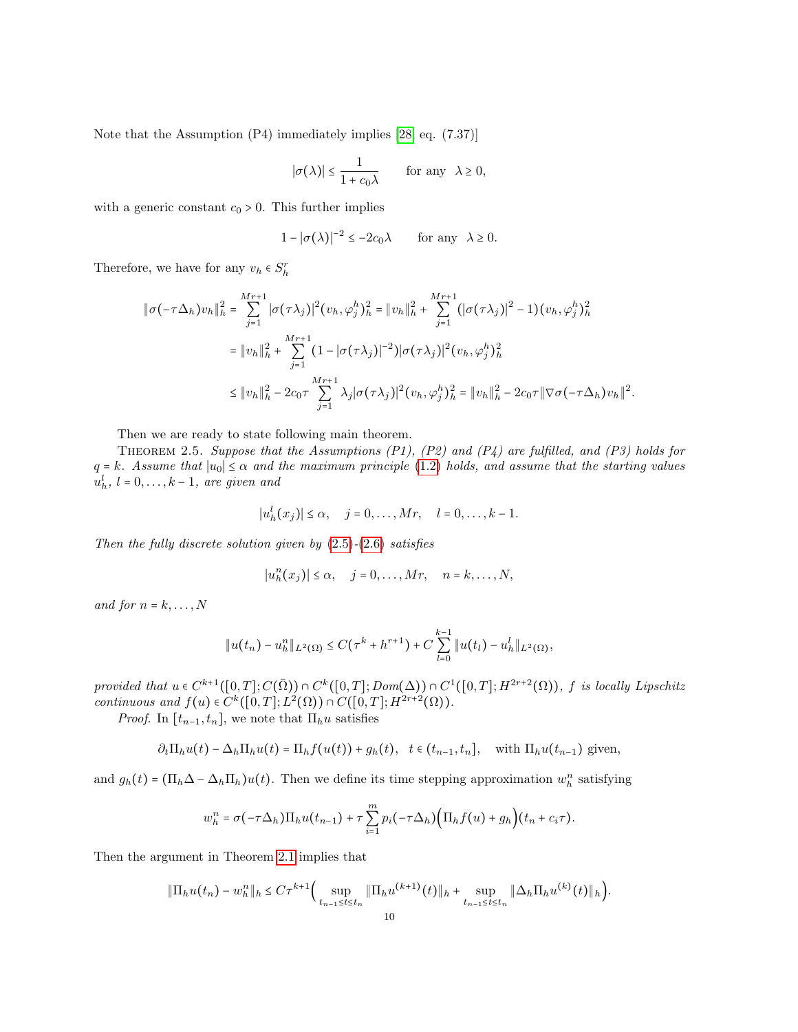Note that the Assumption (P4) immediately implies [28, eq. (7.37)]

$$|\sigma(\lambda)| \le \frac{1}{1+c_0\lambda} \qquad \text{for any} \quad \lambda \ge 0,$$

with a generic constant $c_0 > 0$. This further implies

$$1 - |\sigma(\lambda)|^{-2} \le -2c_0\lambda \qquad \text{for any} \quad \lambda \ge 0.$$

Therefore, we have for any $v_h \in S_h^r$

$$\begin{aligned}
\|\sigma(-\tau\Delta_h)v_h\|_h^2 &= \sum_{j=1}^{Mr+1} |\sigma(\tau\lambda_j)|^2 (v_h, \varphi_j^h)_h^2 = \|v_h\|_h^2 + \sum_{j=1}^{Mr+1} (|\sigma(\tau\lambda_j)|^2 - 1)(v_h, \varphi_j^h)_h^2 \\
&= \|v_h\|_h^2 + \sum_{j=1}^{Mr+1} (1 - |\sigma(\tau\lambda_j)|^{-2}) |\sigma(\tau\lambda_j)|^2 (v_h, \varphi_j^h)_h^2 \\
&\le \|v_h\|_h^2 - 2c_0\tau \sum_{j=1}^{Mr+1} \lambda_j |\sigma(\tau\lambda_j)|^2 (v_h, \varphi_j^h)_h^2 = \|v_h\|_h^2 - 2c_0\tau \|\nabla\sigma(-\tau\Delta_h)v_h\|^2.
\end{aligned}$$

Then we are ready to state following main theorem.

Theorem 2.5. *Suppose that the Assumptions (P1), (P2) and (P4) are fulfilled, and (P3) holds for $q = k$. Assume that $|u_0| \le \alpha$ and the maximum principle (1.2) holds, and assume that the starting values $u_h^l$, $l = 0, \ldots, k-1$, are given and*

$$|u_h^l(x_j)| \le \alpha, \quad j = 0, \ldots, Mr, \quad l = 0, \ldots, k-1.$$

*Then the fully discrete solution given by (2.5)-(2.6) satisfies*

$$|u_h^n(x_j)| \le \alpha, \quad j = 0, \ldots, Mr, \quad n = k, \ldots, N,$$

*and for $n = k, \ldots, N$*

$$\|u(t_n) - u_h^n\|_{L^2(\Omega)} \le C(\tau^k + h^{r+1}) + C\sum_{l=0}^{k-1} \|u(t_l) - u_h^l\|_{L^2(\Omega)},$$

*provided that $u \in C^{k+1}([0,T]; C(\bar\Omega)) \cap C^k([0,T]; Dom(\Delta)) \cap C^1([0,T]; H^{2r+2}(\Omega))$, $f$ is locally Lipschitz continuous and $f(u) \in C^k([0,T]; L^2(\Omega)) \cap C([0,T]; H^{2r+2}(\Omega))$.*

*Proof.* In $[t_{n-1}, t_n]$, we note that $\Pi_h u$ satisfies

$$\partial_t \Pi_h u(t) - \Delta_h \Pi_h u(t) = \Pi_h f(u(t)) + g_h(t), \quad t \in (t_{n-1}, t_n], \quad \text{with } \Pi_h u(t_{n-1}) \text{ given},$$

and $g_h(t) = (\Pi_h\Delta - \Delta_h\Pi_h)u(t)$. Then we define its time stepping approximation $w_h^n$ satisfying

$$w_h^n = \sigma(-\tau\Delta_h)\Pi_h u(t_{n-1}) + \tau\sum_{i=1}^m p_i(-\tau\Delta_h)\Big(\Pi_h f(u) + g_h\Big)(t_n + c_i\tau).$$

Then the argument in Theorem 2.1 implies that

$$\|\Pi_h u(t_n) - w_h^n\|_h \le C\tau^{k+1}\Big(\sup_{t_{n-1}\le t\le t_n} \|\Pi_h u^{(k+1)}(t)\|_h + \sup_{t_{n-1}\le t\le t_n} \|\Delta_h \Pi_h u^{(k)}(t)\|_h\Big).$$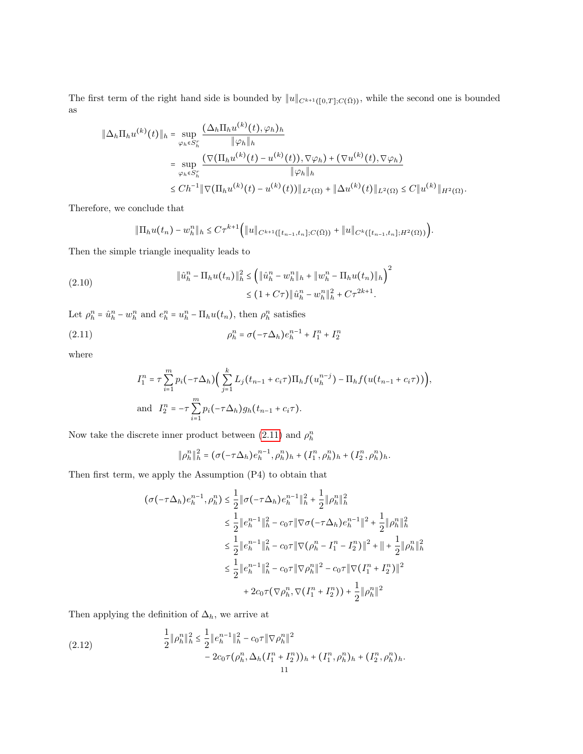The first term of the right hand side is bounded by $\|u\|_{C^{k+1}([0,T];C(\bar\Omega))}$, while the second one is bounded as

$$
\begin{aligned}
\|\Delta_h \Pi_h u^{(k)}(t)\|_h &= \sup_{\varphi_h \in S_h^r} \frac{(\Delta_h \Pi_h u^{(k)}(t), \varphi_h)_h}{\|\varphi_h\|_h} \\
&= \sup_{\varphi_h \in S_h^r} \frac{(\nabla(\Pi_h u^{(k)}(t) - u^{(k)}(t)), \nabla \varphi_h) + (\nabla u^{(k)}(t), \nabla \varphi_h)}{\|\varphi_h\|_h} \\
&\le Ch^{-1} \|\nabla(\Pi_h u^{(k)}(t) - u^{(k)}(t))\|_{L^2(\Omega)} + \|\Delta u^{(k)}(t)\|_{L^2(\Omega)} \le C\|u^{(k)}\|_{H^2(\Omega)}.
\end{aligned}
$$

Therefore, we conclude that

$$
\|\Pi_h u(t_n) - w_h^n\|_h \le C\tau^{k+1}\Big( \|u\|_{C^{k+1}([t_{n-1},t_n];C(\bar\Omega))} + \|u\|_{C^k([t_{n-1},t_n];H^2(\Omega))} \Big).
$$

Then the simple triangle inequality leads to

$$
\begin{aligned}
\|\hat u_h^n - \Pi_h u(t_n)\|_h^2 &\le \Big( \|\hat u_h^n - w_h^n\|_h + \|w_h^n - \Pi_h u(t_n)\|_h \Big)^2 \\
&\le (1 + C\tau)\|\hat u_h^n - w_h^n\|_h^2 + C\tau^{2k+1}.
\end{aligned} \tag{2.10}
$$

Let $\rho_h^n = \hat u_h^n - w_h^n$ and $e_h^n = u_h^n - \Pi_h u(t_n)$, then $\rho_h^n$ satisfies

$$
\rho_h^n = \sigma(-\tau\Delta_h) e_h^{n-1} + I_1^n + I_2^n \tag{2.11}
$$

where

$$
\begin{aligned}
I_1^n &= \tau \sum_{i=1}^m p_i(-\tau\Delta_h)\Big( \sum_{j=1}^k L_j(t_{n-1} + c_i\tau)\Pi_h f(u_h^{n-j}) - \Pi_h f(u(t_{n-1} + c_i\tau)) \Big), \\
\text{and } \ I_2^n &= -\tau \sum_{i=1}^m p_i(-\tau\Delta_h) g_h(t_{n-1} + c_i\tau).
\end{aligned}
$$

Now take the discrete inner product between (2.11) and $\rho_h^n$

$$
\|\rho_h^n\|_h^2 = (\sigma(-\tau\Delta_h)e_h^{n-1}, \rho_h^n)_h + (I_1^n, \rho_h^n)_h + (I_2^n, \rho_h^n)_h.
$$

Then first term, we apply the Assumption (P4) to obtain that

$$
\begin{aligned}
(\sigma(-\tau\Delta_h)e_h^{n-1}, \rho_h^n) &\le \frac12 \|\sigma(-\tau\Delta_h)e_h^{n-1}\|_h^2 + \frac12 \|\rho_h^n\|_h^2 \\
&\le \frac12 \|e_h^{n-1}\|_h^2 - c_0\tau \|\nabla \sigma(-\tau\Delta_h) e_h^{n-1}\|^2 + \frac12 \|\rho_h^n\|_h^2 \\
&\le \frac12 \|e_h^{n-1}\|_h^2 - c_0\tau \|\nabla(\rho_h^n - I_1^n - I_2^n)\|^2 + \| + \frac12 \|\rho_h^n\|_h^2 \\
&\le \frac12 \|e_h^{n-1}\|_h^2 - c_0\tau \|\nabla \rho_h^n\|^2 - c_0\tau \|\nabla(I_1^n + I_2^n)\|^2 \\
&\quad + 2c_0\tau(\nabla\rho_h^n, \nabla(I_1^n + I_2^n)) + \frac12 \|\rho_h^n\|^2
\end{aligned}
$$

Then applying the definition of $\Delta_h$, we arrive at

$$
\begin{aligned}
\frac12 \|\rho_h^n\|_h^2 &\le \frac12 \|e_h^{n-1}\|_h^2 - c_0\tau\|\nabla\rho_h^n\|^2 \\
&\quad - 2c_0\tau(\rho_h^n, \Delta_h(I_1^n + I_2^n))_h + (I_1^n, \rho_h^n)_h + (I_2^n, \rho_h^n)_h.
\end{aligned} \tag{2.12}
$$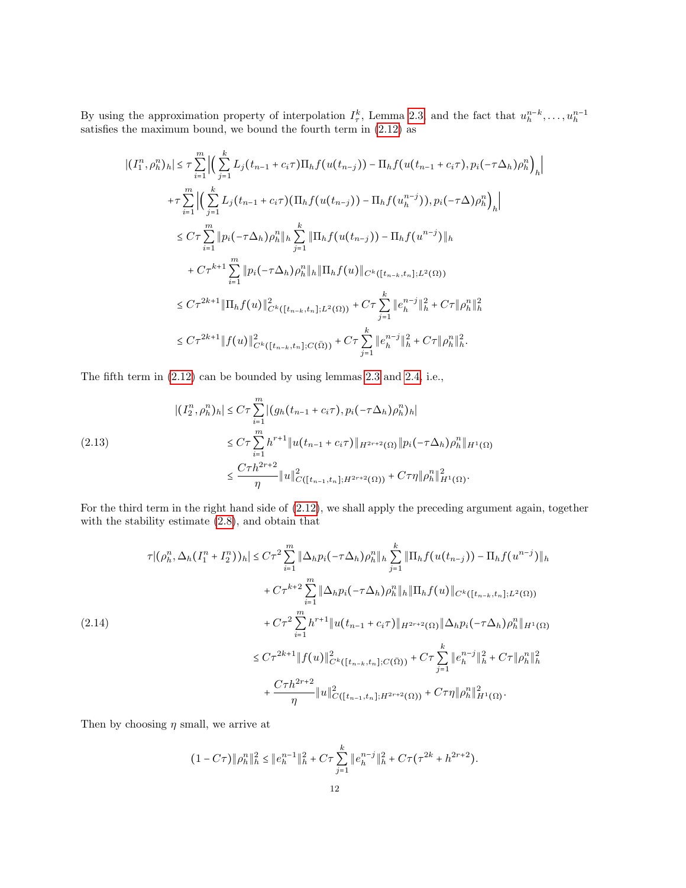By using the approximation property of interpolation $I_\tau^k$, Lemma 2.3, and the fact that $u_h^{n-k},\dots,u_h^{n-1}$ satisfies the maximum bound, we bound the fourth term in (2.12) as

$$
\begin{aligned}
|(I_1^n,\rho_h^n)_h| &\le \tau\sum_{i=1}^m \Big|\Big(\sum_{j=1}^k L_j(t_{n-1}+c_i\tau)\Pi_h f(u(t_{n-j})) - \Pi_h f(u(t_{n-1}+c_i\tau), p_i(-\tau\Delta_h)\rho_h^n\Big)_h\Big| \\
&\quad + \tau\sum_{i=1}^m \Big|\Big(\sum_{j=1}^k L_j(t_{n-1}+c_i\tau)(\Pi_h f(u(t_{n-j})) - \Pi_h f(u_h^{n-j})), p_i(-\tau\Delta)\rho_h^n\Big)_h\Big| \\
&\le C\tau\sum_{i=1}^m \|p_i(-\tau\Delta_h)\rho_h^n\|_h \sum_{j=1}^k \|\Pi_h f(u(t_{n-j})) - \Pi_h f(u^{n-j})\|_h \\
&\quad + C\tau^{k+1}\sum_{i=1}^m \|p_i(-\tau\Delta_h)\rho_h^n\|_h \|\Pi_h f(u)\|_{C^k([t_{n-k},t_n];L^2(\Omega))} \\
&\le C\tau^{2k+1}\|\Pi_h f(u)\|^2_{C^k([t_{n-k},t_n];L^2(\Omega))} + C\tau\sum_{j=1}^k \|e_h^{n-j}\|_h^2 + C\tau\|\rho_h^n\|_h^2 \\
&\le C\tau^{2k+1}\|f(u)\|^2_{C^k([t_{n-k},t_n];C(\bar\Omega))} + C\tau\sum_{j=1}^k \|e_h^{n-j}\|_h^2 + C\tau\|\rho_h^n\|_h^2.
\end{aligned}
$$

The fifth term in (2.12) can be bounded by using lemmas 2.3 and 2.4, i.e.,

$$
\begin{aligned}
|(I_2^n,\rho_h^n)_h| &\le C\tau\sum_{i=1}^m |(g_h(t_{n-1}+c_i\tau), p_i(-\tau\Delta_h)\rho_h^n)_h| \\
&\le C\tau\sum_{i=1}^m h^{r+1}\|u(t_{n-1}+c_i\tau)\|_{H^{2r+2}(\Omega)}\|p_i(-\tau\Delta_h)\rho_h^n\|_{H^1(\Omega)} \\
&\le \frac{C\tau h^{2r+2}}{\eta}\|u\|^2_{C([t_{n-1},t_n];H^{2r+2}(\Omega))} + C\tau\eta\|\rho_h^n\|^2_{H^1(\Omega)}.
\end{aligned}
\tag{2.13}
$$

For the third term in the right hand side of (2.12), we shall apply the preceding argument again, together with the stability estimate (2.8), and obtain that

$$
\begin{aligned}
\tau|(\rho_h^n,\Delta_h(I_1^n+I_2^n))_h| &\le C\tau^2\sum_{i=1}^m \|\Delta_h p_i(-\tau\Delta_h)\rho_h^n\|_h \sum_{j=1}^k \|\Pi_h f(u(t_{n-j})) - \Pi_h f(u^{n-j})\|_h \\
&\quad + C\tau^{k+2}\sum_{i=1}^m \|\Delta_h p_i(-\tau\Delta_h)\rho_h^n\|_h \|\Pi_h f(u)\|_{C^k([t_{n-k},t_n];L^2(\Omega))} \\
&\quad + C\tau^2\sum_{i=1}^m h^{r+1}\|u(t_{n-1}+c_i\tau)\|_{H^{2r+2}(\Omega)}\|\Delta_h p_i(-\tau\Delta_h)\rho_h^n\|_{H^1(\Omega)} \\
&\le C\tau^{2k+1}\|f(u)\|^2_{C^k([t_{n-k},t_n];C(\bar\Omega))} + C\tau\sum_{j=1}^k \|e_h^{n-j}\|_h^2 + C\tau\|\rho_h^n\|_h^2 \\
&\quad + \frac{C\tau h^{2r+2}}{\eta}\|u\|^2_{C([t_{n-1},t_n];H^{2r+2}(\Omega))} + C\tau\eta\|\rho_h^n\|^2_{H^1(\Omega)}.
\end{aligned}
\tag{2.14}
$$

Then by choosing $\eta$ small, we arrive at

$$
(1-C\tau)\|\rho_h^n\|_h^2 \le \|e_h^{n-1}\|_h^2 + C\tau\sum_{j=1}^k \|e_h^{n-j}\|_h^2 + C\tau(\tau^{2k}+h^{2r+2}).
$$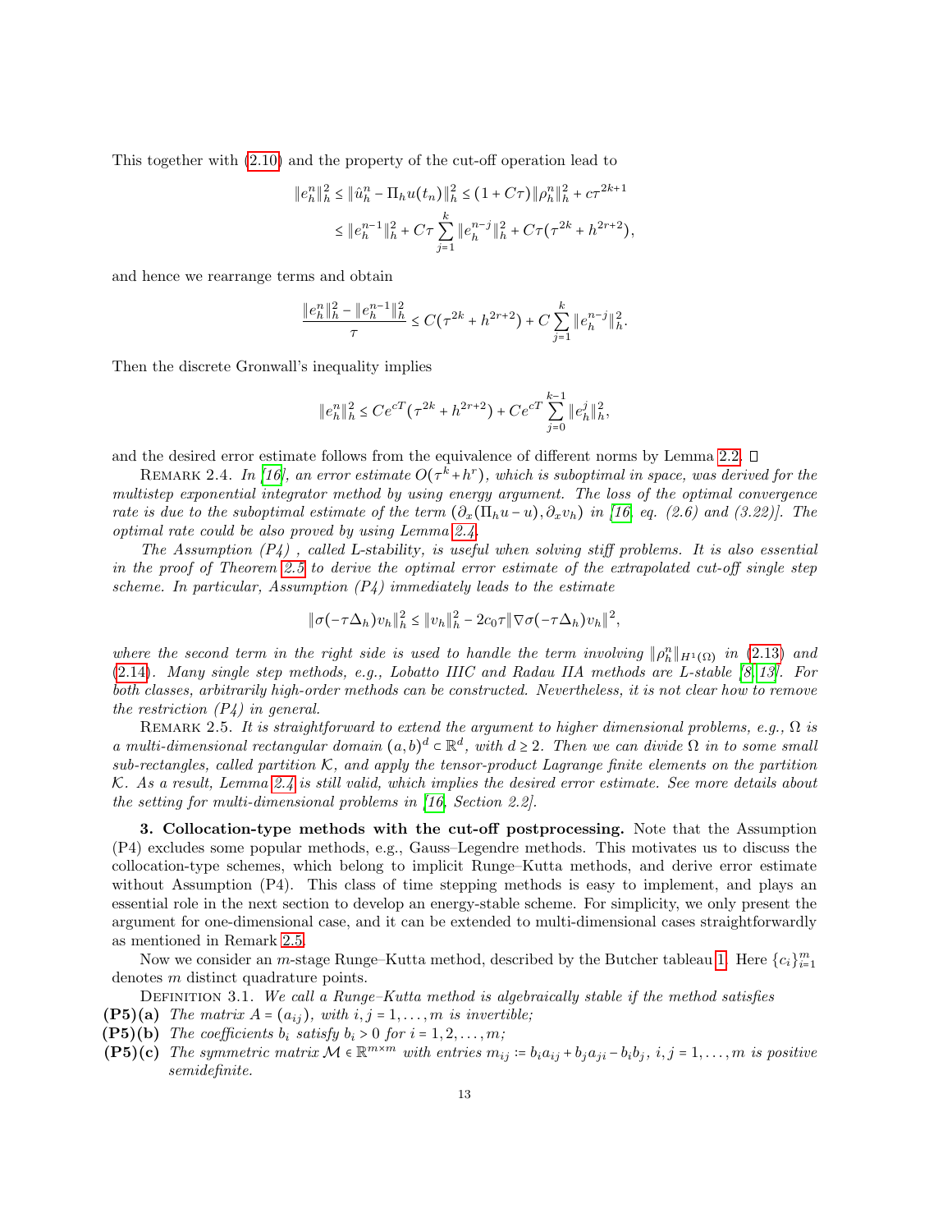This together with (2.10) and the property of the cut-off operation lead to

$$
\begin{aligned}
\|e_h^n\|_h^2 &\le \|\hat{u}_h^n - \Pi_h u(t_n)\|_h^2 \le (1 + C\tau)\|\rho_h^n\|_h^2 + c\tau^{2k+1} \\
&\le \|e_h^{n-1}\|_h^2 + C\tau \sum_{j=1}^{k} \|e_h^{n-j}\|_h^2 + C\tau(\tau^{2k} + h^{2r+2}),
\end{aligned}
$$

and hence we rearrange terms and obtain

$$
\frac{\|e_h^n\|_h^2 - \|e_h^{n-1}\|_h^2}{\tau} \le C(\tau^{2k} + h^{2r+2}) + C \sum_{j=1}^{k} \|e_h^{n-j}\|_h^2.
$$

Then the discrete Gronwall's inequality implies

$$
\|e_h^n\|_h^2 \le Ce^{cT}(\tau^{2k} + h^{2r+2}) + Ce^{cT} \sum_{j=0}^{k-1} \|e_h^j\|_h^2,
$$

and the desired error estimate follows from the equivalence of different norms by Lemma 2.2. □

Remark 2.4. *In [16], an error estimate $O(\tau^k + h^r)$, which is suboptimal in space, was derived for the multistep exponential integrator method by using energy argument. The loss of the optimal convergence rate is due to the suboptimal estimate of the term $(\partial_x(\Pi_h u - u), \partial_x v_h)$ in [16, eq. (2.6) and (3.22)]. The optimal rate could be also proved by using Lemma 2.4.*

*The Assumption (P4) , called L-stability, is useful when solving stiff problems. It is also essential in the proof of Theorem 2.5 to derive the optimal error estimate of the extrapolated cut-off single step scheme. In particular, Assumption (P4) immediately leads to the estimate*

$$
\|\sigma(-\tau\Delta_h)v_h\|_h^2 \le \|v_h\|_h^2 - 2c_0\tau\|\nabla\sigma(-\tau\Delta_h)v_h\|^2,
$$

*where the second term in the right side is used to handle the term involving $\|\rho_h^n\|_{H^1(\Omega)}$ in (2.13) and (2.14). Many single step methods, e.g., Lobatto IIIC and Radau IIA methods are L-stable [8, 13]. For both classes, arbitrarily high-order methods can be constructed. Nevertheless, it is not clear how to remove the restriction (P4) in general.*

Remark 2.5. *It is straightforward to extend the argument to higher dimensional problems, e.g., $\Omega$ is a multi-dimensional rectangular domain $(a, b)^d \subset \mathbb{R}^d$, with $d \ge 2$. Then we can divide $\Omega$ in to some small sub-rectangles, called partition $\mathcal{K}$, and apply the tensor-product Lagrange finite elements on the partition $\mathcal{K}$. As a result, Lemma 2.4 is still valid, which implies the desired error estimate. See more details about the setting for multi-dimensional problems in [16, Section 2.2].*

## 3. Collocation-type methods with the cut-off postprocessing.

Note that the Assumption (P4) excludes some popular methods, e.g., Gauss–Legendre methods. This motivates us to discuss the collocation-type schemes, which belong to implicit Runge–Kutta methods, and derive error estimate without Assumption (P4). This class of time stepping methods is easy to implement, and plays an essential role in the next section to develop an energy-stable scheme. For simplicity, we only present the argument for one-dimensional case, and it can be extended to multi-dimensional cases straightforwardly as mentioned in Remark 2.5.

Now we consider an $m$-stage Runge–Kutta method, described by the Butcher tableau 1. Here $\{c_i\}_{i=1}^m$ denotes $m$ distinct quadrature points.

Definition 3.1. *We call a Runge–Kutta method is algebraically stable if the method satisfies*

- **(P5)(a)** *The matrix $A = (a_{ij})$, with $i, j = 1, \ldots, m$ is invertible;*
- **(P5)(b)** *The coefficients $b_i$ satisfy $b_i > 0$ for $i = 1, 2, \ldots, m$;*
- **(P5)(c)** *The symmetric matrix $\mathcal{M} \in \mathbb{R}^{m\times m}$ with entries $m_{ij} := b_i a_{ij} + b_j a_{ji} - b_i b_j$, $i, j = 1, \ldots, m$ is positive semidefinite.*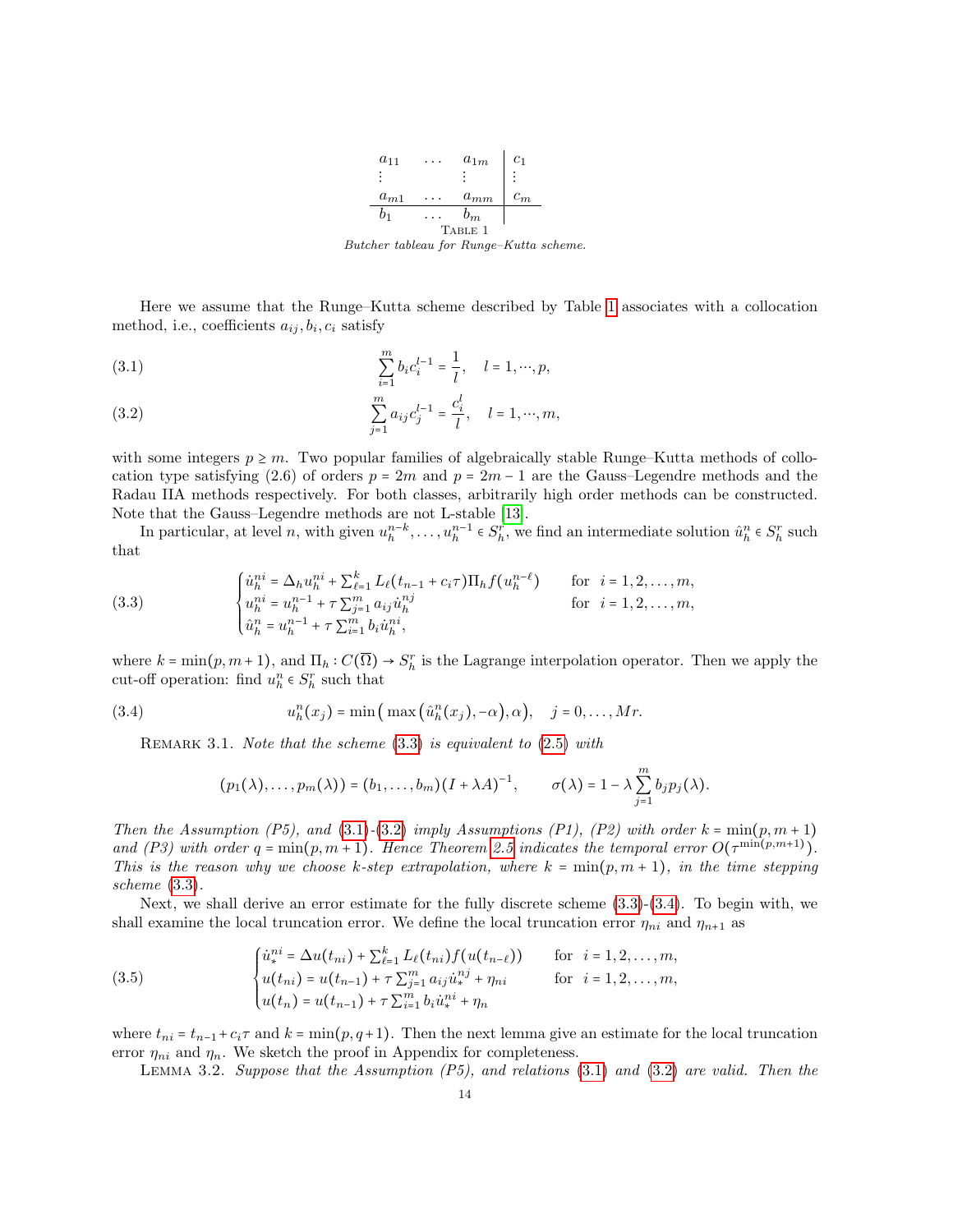$$
\begin{array}{ccc|c}
a_{11} & \dots & a_{1m} & c_1 \\
\vdots & & \vdots & \vdots \\
a_{m1} & \dots & a_{mm} & c_m \\
\hline
b_1 & \dots & b_m &
\end{array}
$$

Table 1

*Butcher tableau for Runge–Kutta scheme.*

Here we assume that the Runge–Kutta scheme described by Table 1 associates with a collocation method, i.e., coefficients $a_{ij}, b_i, c_i$ satisfy

$$
\sum_{i=1}^{m} b_i c_i^{l-1} = \frac{1}{l}, \quad l = 1, \cdots, p, \tag{3.1}
$$

$$
\sum_{j=1}^{m} a_{ij} c_j^{l-1} = \frac{c_i^l}{l}, \quad l = 1, \cdots, m, \tag{3.2}
$$

with some integers $p \geq m$. Two popular families of algebraically stable Runge–Kutta methods of collocation type satisfying (2.6) of orders $p = 2m$ and $p = 2m - 1$ are the Gauss–Legendre methods and the Radau IIA methods respectively. For both classes, arbitrarily high order methods can be constructed. Note that the Gauss–Legendre methods are not L-stable [13].

In particular, at level $n$, with given $u_h^{n-k}, \dots, u_h^{n-1} \in S_h^r$, we find an intermediate solution $\hat{u}_h^n \in S_h^r$ such that

$$
\begin{cases}
\dot{u}_h^{ni} = \Delta_h u_h^{ni} + \sum_{\ell=1}^{k} L_\ell(t_{n-1} + c_i \tau) \Pi_h f(u_h^{n-\ell}) & \text{for } i = 1, 2, \dots, m, \\
u_h^{ni} = u_h^{n-1} + \tau \sum_{j=1}^{m} a_{ij} \dot{u}_h^{nj} & \text{for } i = 1, 2, \dots, m, \\
\hat{u}_h^n = u_h^{n-1} + \tau \sum_{i=1}^{m} b_i \dot{u}_h^{ni},
\end{cases} \tag{3.3}
$$

where $k = \min(p, m+1)$, and $\Pi_h : C(\overline{\Omega}) \to S_h^r$ is the Lagrange interpolation operator. Then we apply the cut-off operation: find $u_h^n \in S_h^r$ such that

$$
u_h^n(x_j) = \min\big( \max\big( \hat{u}_h^n(x_j), -\alpha \big), \alpha \big), \quad j = 0, \dots, Mr. \tag{3.4}
$$

Remark 3.1. *Note that the scheme (3.3) is equivalent to (2.5) with*

$$
(p_1(\lambda), \dots, p_m(\lambda)) = (b_1, \dots, b_m)(I + \lambda A)^{-1}, \qquad \sigma(\lambda) = 1 - \lambda \sum_{j=1}^{m} b_j p_j(\lambda).
$$

*Then the Assumption (P5), and (3.1)-(3.2) imply Assumptions (P1), (P2) with order $k = \min(p, m+1)$ and (P3) with order $q = \min(p, m+1)$. Hence Theorem 2.5 indicates the temporal error $O(\tau^{\min(p,m+1)})$. This is the reason why we choose $k$-step extrapolation, where $k = \min(p, m+1)$, in the time stepping scheme (3.3).*

Next, we shall derive an error estimate for the fully discrete scheme (3.3)-(3.4). To begin with, we shall examine the local truncation error. We define the local truncation error $\eta_{ni}$ and $\eta_{n+1}$ as

$$
\begin{cases}
\dot{u}_*^{ni} = \Delta u(t_{ni}) + \sum_{\ell=1}^{k} L_\ell(t_{ni}) f(u(t_{n-\ell})) & \text{for } i = 1, 2, \dots, m, \\
u(t_{ni}) = u(t_{n-1}) + \tau \sum_{j=1}^{m} a_{ij} \dot{u}_*^{nj} + \eta_{ni} & \text{for } i = 1, 2, \dots, m, \\
u(t_n) = u(t_{n-1}) + \tau \sum_{i=1}^{m} b_i \dot{u}_*^{ni} + \eta_n
\end{cases} \tag{3.5}
$$

where $t_{ni} = t_{n-1} + c_i \tau$ and $k = \min(p, q+1)$. Then the next lemma give an estimate for the local truncation error $\eta_{ni}$ and $\eta_n$. We sketch the proof in Appendix for completeness.

Lemma 3.2. *Suppose that the Assumption (P5), and relations (3.1) and (3.2) are valid. Then the*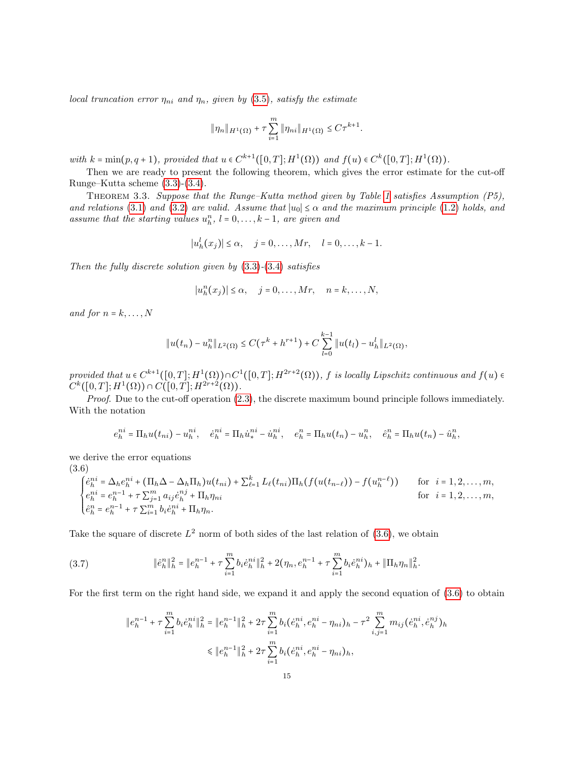*local truncation error $\eta_{ni}$ and $\eta_n$, given by (3.5), satisfy the estimate*

$$\|\eta_n\|_{H^1(\Omega)} + \tau \sum_{i=1}^{m} \|\eta_{ni}\|_{H^1(\Omega)} \le C\tau^{k+1}.$$

*with $k = \min(p, q+1)$, provided that $u \in C^{k+1}([0,T]; H^1(\Omega))$ and $f(u) \in C^k([0,T]; H^1(\Omega))$.*

Then we are ready to present the following theorem, which gives the error estimate for the cut-off Runge–Kutta scheme (3.3)-(3.4).

Theorem 3.3. *Suppose that the Runge–Kutta method given by Table 1 satisfies Assumption (P5), and relations (3.1) and (3.2) are valid. Assume that $|u_0| \le \alpha$ and the maximum principle (1.2) holds, and assume that the starting values $u_h^n$, $l = 0, \dots, k-1$, are given and*

$$|u_h^l(x_j)| \le \alpha, \quad j = 0, \dots, Mr, \quad l = 0, \dots, k-1.$$

*Then the fully discrete solution given by (3.3)-(3.4) satisfies*

$$|u_h^n(x_j)| \le \alpha, \quad j = 0, \dots, Mr, \quad n = k, \dots, N,$$

*and for $n = k, \dots, N$*

$$\|u(t_n) - u_h^n\|_{L^2(\Omega)} \le C(\tau^k + h^{r+1}) + C\sum_{l=0}^{k-1} \|u(t_l) - u_h^l\|_{L^2(\Omega)},$$

*provided that $u \in C^{k+1}([0,T]; H^1(\Omega)) \cap C^1([0,T]; H^{2r+2}(\Omega))$, $f$ is locally Lipschitz continuous and $f(u) \in C^k([0,T]; H^1(\Omega)) \cap C([0,T]; H^{2r+2}(\Omega))$.*

*Proof.* Due to the cut-off operation (2.3), the discrete maximum bound principle follows immediately. With the notation

$$e_h^{ni} = \Pi_h u(t_{ni}) - u_h^{ni}, \quad \dot e_h^{ni} = \Pi_h \dot u_*^{ni} - \dot u_h^{ni}, \quad e_h^n = \Pi_h u(t_n) - u_h^n, \quad \hat e_h^n = \Pi_h u(t_n) - \hat u_h^n,$$

we derive the error equations

$$(3.6)\quad \begin{cases} \dot e_h^{ni} = \Delta_h e_h^{ni} + (\Pi_h \Delta - \Delta_h \Pi_h) u(t_{ni}) + \sum_{\ell=1}^{k} L_\ell(t_{ni}) \Pi_h (f(u(t_{n-\ell})) - f(u_h^{n-\ell})) & \text{for } i = 1, 2, \dots, m, \\ e_h^{ni} = e_h^{n-1} + \tau \sum_{j=1}^{m} a_{ij} \dot e_h^{nj} + \Pi_h \eta_{ni} & \text{for } i = 1, 2, \dots, m, \\ \hat e_h^n = e_h^{n-1} + \tau \sum_{i=1}^{m} b_i \dot e_h^{ni} + \Pi_h \eta_n. \end{cases}$$

Take the square of discrete $L^2$ norm of both sides of the last relation of (3.6), we obtain

$$(3.7)\quad \|\hat e_h^n\|_h^2 = \|e_h^{n-1} + \tau \sum_{i=1}^{m} b_i \dot e_h^{ni}\|_h^2 + 2(\eta_n, e_h^{n-1} + \tau \sum_{i=1}^{m} b_i \dot e_h^{ni})_h + \|\Pi_h \eta_n\|_h^2.$$

For the first term on the right hand side, we expand it and apply the second equation of (3.6) to obtain

$$\begin{aligned} \|e_h^{n-1} + \tau \sum_{i=1}^{m} b_i \dot e_h^{ni}\|_h^2 &= \|e_h^{n-1}\|_h^2 + 2\tau \sum_{i=1}^{m} b_i (\dot e_h^{ni}, e_h^{ni} - \eta_{ni})_h - \tau^2 \sum_{i,j=1}^{m} m_{ij} (\dot e_h^{ni}, \dot e_h^{nj})_h \\ &\leqslant \|e_h^{n-1}\|_h^2 + 2\tau \sum_{i=1}^{m} b_i (\dot e_h^{ni}, e_h^{ni} - \eta_{ni})_h, \end{aligned}$$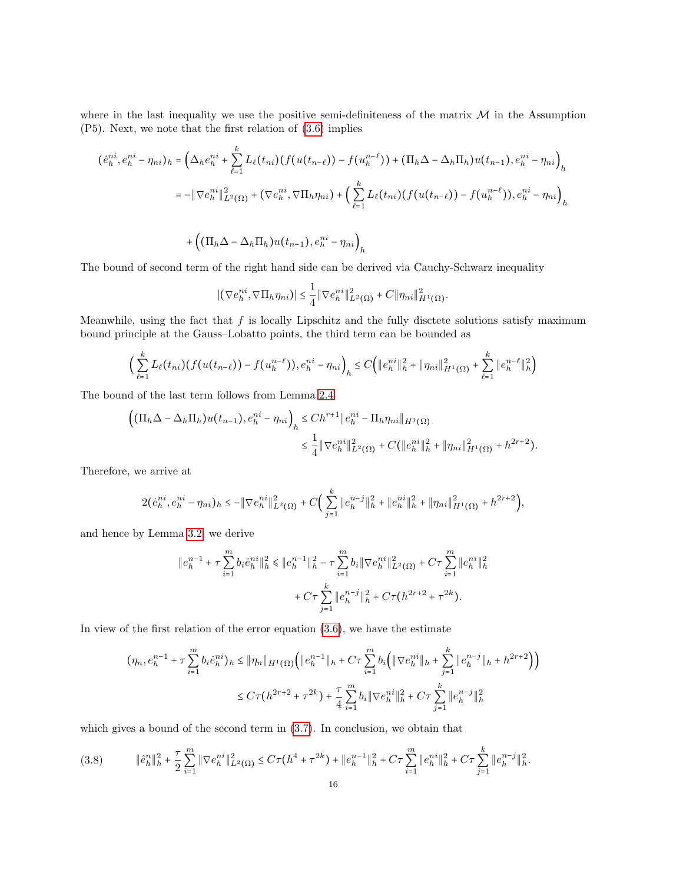where in the last inequality we use the positive semi-definiteness of the matrix $\mathcal{M}$ in the Assumption (P5). Next, we note that the first relation of (3.6) implies

$$
\begin{aligned}
(\dot{e}_h^{ni}, e_h^{ni} - \eta_{ni})_h &= \Big(\Delta_h e_h^{ni} + \sum_{\ell=1}^{k} L_\ell(t_{ni})(f(u(t_{n-\ell})) - f(u_h^{n-\ell})) + (\Pi_h \Delta - \Delta_h \Pi_h) u(t_{n-1}), e_h^{ni} - \eta_{ni}\Big)_h \\
&= -\|\nabla e_h^{ni}\|_{L^2(\Omega)}^2 + (\nabla e_h^{ni}, \nabla \Pi_h \eta_{ni}) + \Big(\sum_{\ell=1}^{k} L_\ell(t_{ni})(f(u(t_{n-\ell})) - f(u_h^{n-\ell})), e_h^{ni} - \eta_{ni}\Big)_h \\
&\quad + \Big((\Pi_h \Delta - \Delta_h \Pi_h) u(t_{n-1}), e_h^{ni} - \eta_{ni}\Big)_h
\end{aligned}
$$

The bound of second term of the right hand side can be derived via Cauchy-Schwarz inequality

$$
|(\nabla e_h^{ni}, \nabla \Pi_h \eta_{ni})| \le \frac{1}{4}\|\nabla e_h^{ni}\|_{L^2(\Omega)}^2 + C\|\eta_{ni}\|_{H^1(\Omega)}^2.
$$

Meanwhile, using the fact that $f$ is locally Lipschitz and the fully disctete solutions satisfy maximum bound principle at the Gauss–Lobatto points, the third term can be bounded as

$$
\Big(\sum_{\ell=1}^{k} L_\ell(t_{ni})(f(u(t_{n-\ell})) - f(u_h^{n-\ell})), e_h^{ni} - \eta_{ni}\Big)_h \le C\Big(\|e_h^{ni}\|_h^2 + \|\eta_{ni}\|_{H^1(\Omega)}^2 + \sum_{\ell=1}^{k} \|e_h^{n-\ell}\|_h^2\Big)
$$

The bound of the last term follows from Lemma 2.4

$$
\begin{aligned}
\Big((\Pi_h \Delta - \Delta_h \Pi_h) u(t_{n-1}), e_h^{ni} - \eta_{ni}\Big)_h &\le C h^{r+1} \|e_h^{ni} - \Pi_h \eta_{ni}\|_{H^1(\Omega)} \\
&\le \frac{1}{4}\|\nabla e_h^{ni}\|_{L^2(\Omega)}^2 + C(\|e_h^{ni}\|_h^2 + \|\eta_{ni}\|_{H^1(\Omega)}^2 + h^{2r+2}).
\end{aligned}
$$

Therefore, we arrive at

$$
2(\dot{e}_h^{ni}, e_h^{ni} - \eta_{ni})_h \le -\|\nabla e_h^{ni}\|_{L^2(\Omega)}^2 + C\Big(\sum_{j=1}^{k} \|e_h^{n-j}\|_h^2 + \|e_h^{ni}\|_h^2 + \|\eta_{ni}\|_{H^1(\Omega)}^2 + h^{2r+2}\Big),
$$

and hence by Lemma 3.2, we derive

$$
\begin{aligned}
\|e_h^{n-1} + \tau \sum_{i=1}^{m} b_i \dot{e}_h^{ni}\|_h^2 &\leqslant \|e_h^{n-1}\|_h^2 - \tau \sum_{i=1}^{m} b_i \|\nabla e_h^{ni}\|_{L^2(\Omega)}^2 + C\tau \sum_{i=1}^{m} \|e_h^{ni}\|_h^2 \\
&\quad + C\tau \sum_{j=1}^{k} \|e_h^{n-j}\|_h^2 + C\tau(h^{2r+2} + \tau^{2k}).
\end{aligned}
$$

In view of the first relation of the error equation (3.6), we have the estimate

$$
\begin{aligned}
(\eta_n, e_h^{n-1} + \tau \sum_{i=1}^{m} b_i \dot{e}_h^{ni})_h &\le \|\eta_n\|_{H^1(\Omega)} \Big(\|e_h^{n-1}\|_h + C\tau \sum_{i=1}^{m} b_i \Big(\|\nabla e_h^{ni}\|_h + \sum_{j=1}^{k} \|e_h^{n-j}\|_h + h^{2r+2}\Big)\Big) \\
&\le C\tau(h^{2r+2} + \tau^{2k}) + \frac{\tau}{4} \sum_{i=1}^{m} b_i \|\nabla e_h^{ni}\|_h^2 + C\tau \sum_{j=1}^{k} \|e_h^{n-j}\|_h^2
\end{aligned}
$$

which gives a bound of the second term in (3.7). In conclusion, we obtain that

$$
\|\hat{e}_h^n\|_h^2 + \frac{\tau}{2} \sum_{i=1}^{m} \|\nabla e_h^{ni}\|_{L^2(\Omega)}^2 \le C\tau(h^4 + \tau^{2k}) + \|e_h^{n-1}\|_h^2 + C\tau \sum_{i=1}^{m} \|e_h^{ni}\|_h^2 + C\tau \sum_{j=1}^{k} \|e_h^{n-j}\|_h^2. \tag{3.8}
$$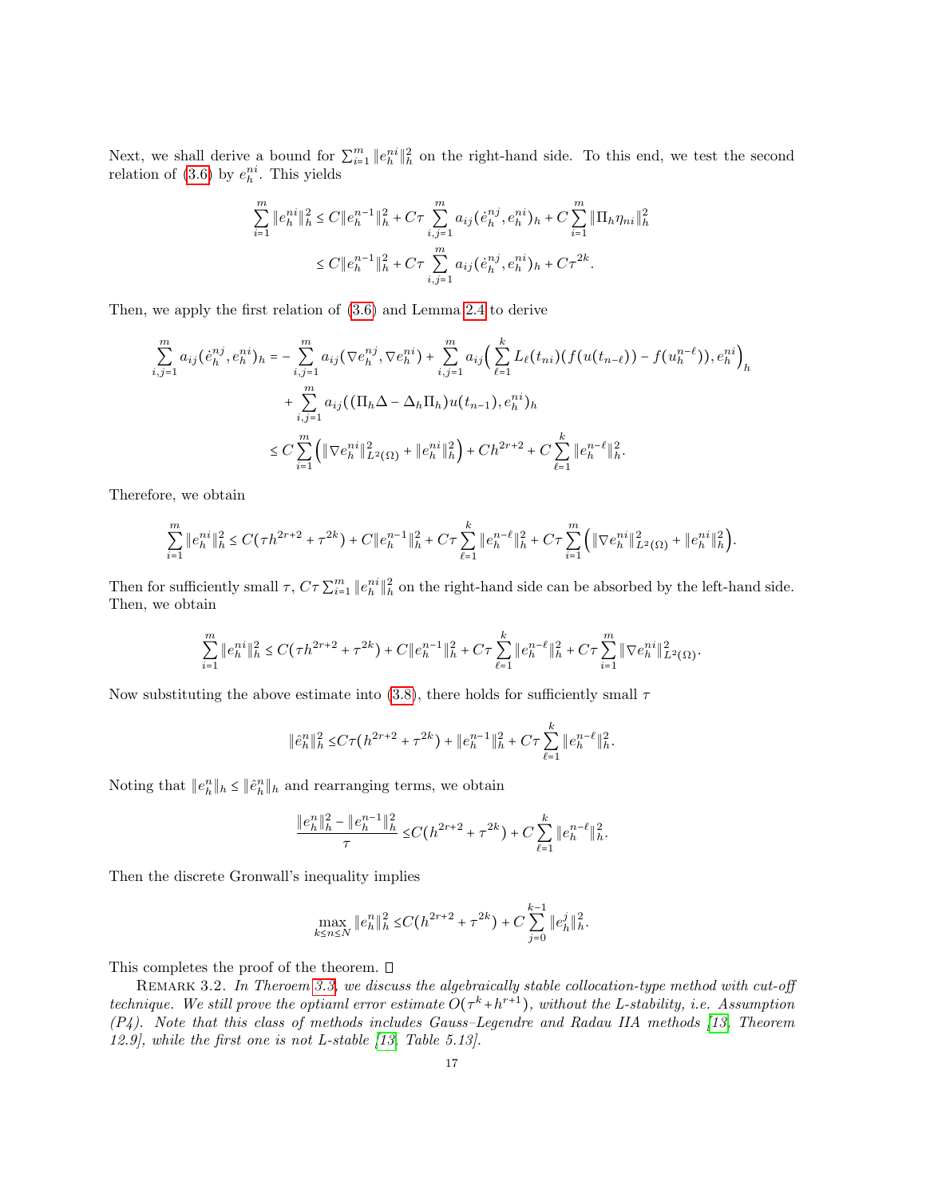Next, we shall derive a bound for $\sum_{i=1}^m \|e_h^{ni}\|_h^2$ on the right-hand side. To this end, we test the second relation of (3.6) by $e_h^{ni}$. This yields

$$
\begin{aligned}
\sum_{i=1}^m \|e_h^{ni}\|_h^2 &\leq C\|e_h^{n-1}\|_h^2 + C\tau \sum_{i,j=1}^m a_{ij}(\dot{e}_h^{nj}, e_h^{ni})_h + C\sum_{i=1}^m \|\Pi_h \eta_{ni}\|_h^2 \\
&\leq C\|e_h^{n-1}\|_h^2 + C\tau \sum_{i,j=1}^m a_{ij}(\dot{e}_h^{nj}, e_h^{ni})_h + C\tau^{2k}.
\end{aligned}
$$

Then, we apply the first relation of (3.6) and Lemma 2.4 to derive

$$
\begin{aligned}
\sum_{i,j=1}^m a_{ij}(\dot{e}_h^{nj}, e_h^{ni})_h =& -\sum_{i,j=1}^m a_{ij}(\nabla e_h^{nj}, \nabla e_h^{ni}) + \sum_{i,j=1}^m a_{ij}\Big(\sum_{\ell=1}^k L_\ell(t_{ni})(f(u(t_{n-\ell})) - f(u_h^{n-\ell})), e_h^{ni}\Big)_h \\
&+ \sum_{i,j=1}^m a_{ij}((\Pi_h\Delta - \Delta_h\Pi_h)u(t_{n-1}), e_h^{ni})_h \\
\leq& \; C\sum_{i=1}^m \Big(\|\nabla e_h^{ni}\|_{L^2(\Omega)}^2 + \|e_h^{ni}\|_h^2\Big) + Ch^{2r+2} + C\sum_{\ell=1}^k \|e_h^{n-\ell}\|_h^2.
\end{aligned}
$$

Therefore, we obtain

$$
\sum_{i=1}^m \|e_h^{ni}\|_h^2 \leq C(\tau h^{2r+2} + \tau^{2k}) + C\|e_h^{n-1}\|_h^2 + C\tau\sum_{\ell=1}^k \|e_h^{n-\ell}\|_h^2 + C\tau\sum_{i=1}^m\Big(\|\nabla e_h^{ni}\|_{L^2(\Omega)}^2 + \|e_h^{ni}\|_h^2\Big).
$$

Then for sufficiently small $\tau$, $C\tau\sum_{i=1}^m \|e_h^{ni}\|_h^2$ on the right-hand side can be absorbed by the left-hand side. Then, we obtain

$$
\sum_{i=1}^m \|e_h^{ni}\|_h^2 \leq C(\tau h^{2r+2} + \tau^{2k}) + C\|e_h^{n-1}\|_h^2 + C\tau\sum_{\ell=1}^k \|e_h^{n-\ell}\|_h^2 + C\tau\sum_{i=1}^m \|\nabla e_h^{ni}\|_{L^2(\Omega)}^2.
$$

Now substituting the above estimate into (3.8), there holds for sufficiently small $\tau$

$$
\|\hat{e}_h^n\|_h^2 \leq C\tau(h^{2r+2} + \tau^{2k}) + \|e_h^{n-1}\|_h^2 + C\tau\sum_{\ell=1}^k \|e_h^{n-\ell}\|_h^2.
$$

Noting that $\|e_h^n\|_h \leq \|\hat{e}_h^n\|_h$ and rearranging terms, we obtain

$$
\frac{\|e_h^n\|_h^2 - \|e_h^{n-1}\|_h^2}{\tau} \leq C(h^{2r+2} + \tau^{2k}) + C\sum_{\ell=1}^k \|e_h^{n-\ell}\|_h^2.
$$

Then the discrete Gronwall's inequality implies

$$
\max_{k\leq n\leq N} \|e_h^n\|_h^2 \leq C(h^{2r+2} + \tau^{2k}) + C\sum_{j=0}^{k-1} \|e_h^j\|_h^2.
$$

This completes the proof of the theorem. □

Remark 3.2. *In Theroem 3.3, we discuss the algebraically stable collocation-type method with cut-off technique. We still prove the optiaml error estimate $O(\tau^k + h^{r+1})$, without the L-stability, i.e. Assumption (P4). Note that this class of methods includes Gauss–Legendre and Radau IIA methods [13, Theorem 12.9], while the first one is not L-stable [13, Table 5.13].*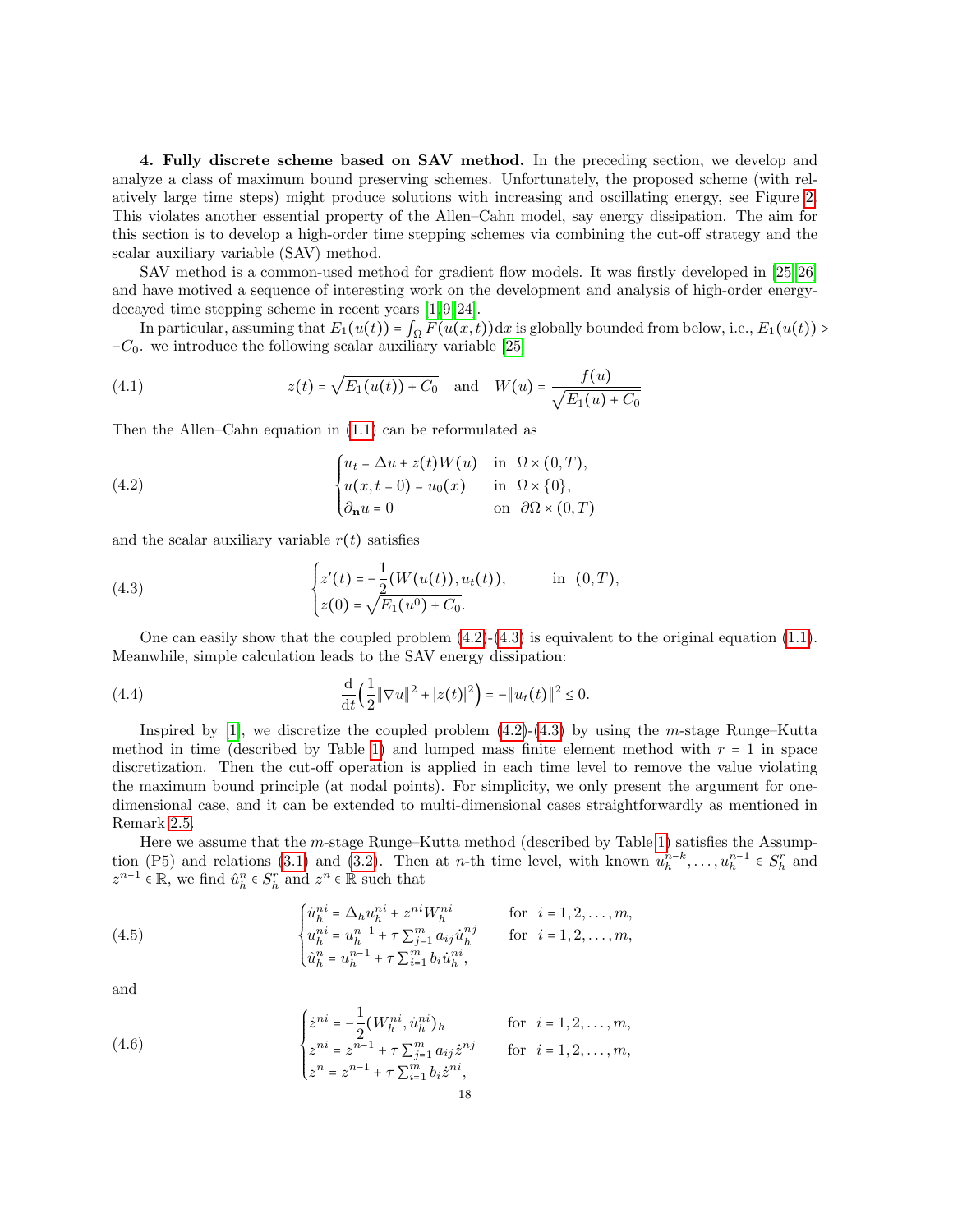**4. Fully discrete scheme based on SAV method.** In the preceding section, we develop and analyze a class of maximum bound preserving schemes. Unfortunately, the proposed scheme (with relatively large time steps) might produce solutions with increasing and oscillating energy, see Figure 2. This violates another essential property of the Allen–Cahn model, say energy dissipation. The aim for this section is to develop a high-order time stepping schemes via combining the cut-off strategy and the scalar auxiliary variable (SAV) method.

SAV method is a common-used method for gradient flow models. It was firstly developed in [25,26] and have motived a sequence of interesting work on the development and analysis of high-order energy-decayed time stepping scheme in recent years [1,9,24].

In particular, assuming that $E_1(u(t)) = \int_\Omega F(u(x,t))\mathrm{d}x$ is globally bounded from below, i.e., $E_1(u(t)) > -C_0$. we introduce the following scalar auxiliary variable [25]

$$
z(t) = \sqrt{E_1(u(t)) + C_0} \quad \text{and} \quad W(u) = \frac{f(u)}{\sqrt{E_1(u) + C_0}} \tag{4.1}
$$

Then the Allen–Cahn equation in (1.1) can be reformulated as

$$
\begin{cases}
u_t = \Delta u + z(t) W(u) & \text{in } \ \Omega \times (0,T), \\
u(x, t=0) = u_0(x) & \text{in } \ \Omega \times \{0\}, \\
\partial_{\mathbf{n}} u = 0 & \text{on } \ \partial\Omega \times (0,T)
\end{cases} \tag{4.2}
$$

and the scalar auxiliary variable $r(t)$ satisfies

$$
\begin{cases}
z'(t) = -\dfrac{1}{2}(W(u(t)), u_t(t)), & \text{in } \ (0,T), \\
z(0) = \sqrt{E_1(u^0) + C_0}.
\end{cases} \tag{4.3}
$$

One can easily show that the coupled problem (4.2)-(4.3) is equivalent to the original equation (1.1). Meanwhile, simple calculation leads to the SAV energy dissipation:

$$
\frac{\mathrm{d}}{\mathrm{d}t}\Big(\frac{1}{2}\|\nabla u\|^2 + |z(t)|^2\Big) = -\|u_t(t)\|^2 \le 0. \tag{4.4}
$$

Inspired by [1], we discretize the coupled problem (4.2)-(4.3) by using the $m$-stage Runge–Kutta method in time (described by Table 1) and lumped mass finite element method with $r = 1$ in space discretization. Then the cut-off operation is applied in each time level to remove the value violating the maximum bound principle (at nodal points). For simplicity, we only present the argument for one-dimensional case, and it can be extended to multi-dimensional cases straightforwardly as mentioned in Remark 2.5.

Here we assume that the $m$-stage Runge–Kutta method (described by Table 1) satisfies the Assumption (P5) and relations (3.1) and (3.2). Then at $n$-th time level, with known $u_h^{n-k}, \ldots, u_h^{n-1} \in S_h^r$ and $z^{n-1} \in \mathbb{R}$, we find $\hat{u}_h^n \in S_h^r$ and $z^n \in \mathbb{R}$ such that

$$
\begin{cases}
\dot{u}_h^{ni} = \Delta_h u_h^{ni} + z^{ni} W_h^{ni} & \text{for } \ i = 1, 2, \ldots, m, \\
u_h^{ni} = u_h^{n-1} + \tau \sum_{j=1}^m a_{ij} \dot{u}_h^{nj} & \text{for } \ i = 1, 2, \ldots, m, \\
\hat{u}_h^n = u_h^{n-1} + \tau \sum_{i=1}^m b_i \dot{u}_h^{ni},
\end{cases} \tag{4.5}
$$

and

$$
\begin{cases}
\dot{z}^{ni} = -\dfrac{1}{2}(W_h^{ni}, \dot{u}_h^{ni})_h & \text{for } \ i = 1, 2, \ldots, m, \\
z^{ni} = z^{n-1} + \tau \sum_{j=1}^m a_{ij} \dot{z}^{nj} & \text{for } \ i = 1, 2, \ldots, m, \\
z^n = z^{n-1} + \tau \sum_{i=1}^m b_i \dot{z}^{ni},
\end{cases} \tag{4.6}
$$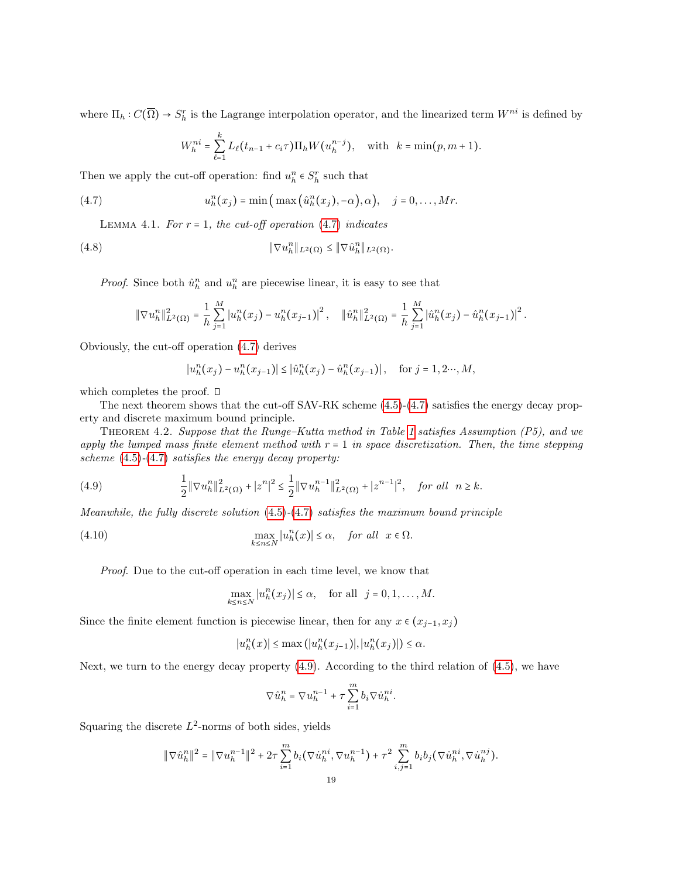where $\Pi_h : C(\overline{\Omega}) \to S_h^r$ is the Lagrange interpolation operator, and the linearized term $W^{ni}$ is defined by

$$W_h^{ni} = \sum_{\ell=1}^{k} L_\ell(t_{n-1} + c_i\tau)\Pi_h W(u_h^{n-j}), \quad \text{with} \quad k = \min(p, m+1).$$

Then we apply the cut-off operation: find $u_h^n \in S_h^r$ such that

$$u_h^n(x_j) = \min\big(\max\big(\hat{u}_h^n(x_j), -\alpha\big), \alpha\big), \quad j = 0, \ldots, Mr. \tag{4.7}$$

Lemma 4.1. *For $r = 1$, the cut-off operation (4.7) indicates*

$$\|\nabla u_h^n\|_{L^2(\Omega)} \le \|\nabla \hat{u}_h^n\|_{L^2(\Omega)}. \tag{4.8}$$

*Proof.* Since both $\hat{u}_h^n$ and $u_h^n$ are piecewise linear, it is easy to see that

$$\|\nabla u_h^n\|^2_{L^2(\Omega)} = \frac{1}{h}\sum_{j=1}^{M}\left|u_h^n(x_j) - u_h^n(x_{j-1})\right|^2, \quad \|\hat{u}_h^n\|^2_{L^2(\Omega)} = \frac{1}{h}\sum_{j=1}^{M}\left|\hat{u}_h^n(x_j) - \hat{u}_h^n(x_{j-1})\right|^2.$$

Obviously, the cut-off operation (4.7) derives

$$|u_h^n(x_j) - u_h^n(x_{j-1})| \le |\hat{u}_h^n(x_j) - \hat{u}_h^n(x_{j-1})|, \quad \text{for } j = 1, 2\cdots, M,$$

which completes the proof. $\square$

The next theorem shows that the cut-off SAV-RK scheme (4.5)-(4.7) satisfies the energy decay property and discrete maximum bound principle.

Theorem 4.2. *Suppose that the Runge–Kutta method in Table 1 satisfies Assumption (P5), and we apply the lumped mass finite element method with $r = 1$ in space discretization. Then, the time stepping scheme (4.5)-(4.7) satisfies the energy decay property:*

$$\frac{1}{2}\|\nabla u_h^n\|^2_{L^2(\Omega)} + |z^n|^2 \le \frac{1}{2}\|\nabla u_h^{n-1}\|^2_{L^2(\Omega)} + |z^{n-1}|^2, \quad \text{for all} \quad n \ge k. \tag{4.9}$$

*Meanwhile, the fully discrete solution (4.5)-(4.7) satisfies the maximum bound principle*

$$\max_{k\le n\le N}|u_h^n(x)| \le \alpha, \quad \text{for all} \quad x \in \Omega. \tag{4.10}$$

*Proof.* Due to the cut-off operation in each time level, we know that

$$\max_{k\le n\le N}|u_h^n(x_j)| \le \alpha, \quad \text{for all} \quad j = 0, 1, \ldots, M.$$

Since the finite element function is piecewise linear, then for any $x \in (x_{j-1}, x_j)$

$$|u_h^n(x)| \le \max\left(|u_h^n(x_{j-1})|, |u_h^n(x_j)|\right) \le \alpha.$$

Next, we turn to the energy decay property (4.9). According to the third relation of (4.5), we have

$$\nabla \hat{u}_h^n = \nabla u_h^{n-1} + \tau\sum_{i=1}^{m} b_i \nabla \dot{u}_h^{ni}.$$

Squaring the discrete $L^2$-norms of both sides, yields

$$\|\nabla \hat{u}_h^n\|^2 = \|\nabla u_h^{n-1}\|^2 + 2\tau\sum_{i=1}^{m} b_i(\nabla \dot{u}_h^{ni}, \nabla u_h^{n-1}) + \tau^2\sum_{i,j=1}^{m} b_i b_j(\nabla \dot{u}_h^{ni}, \nabla \dot{u}_h^{nj}).$$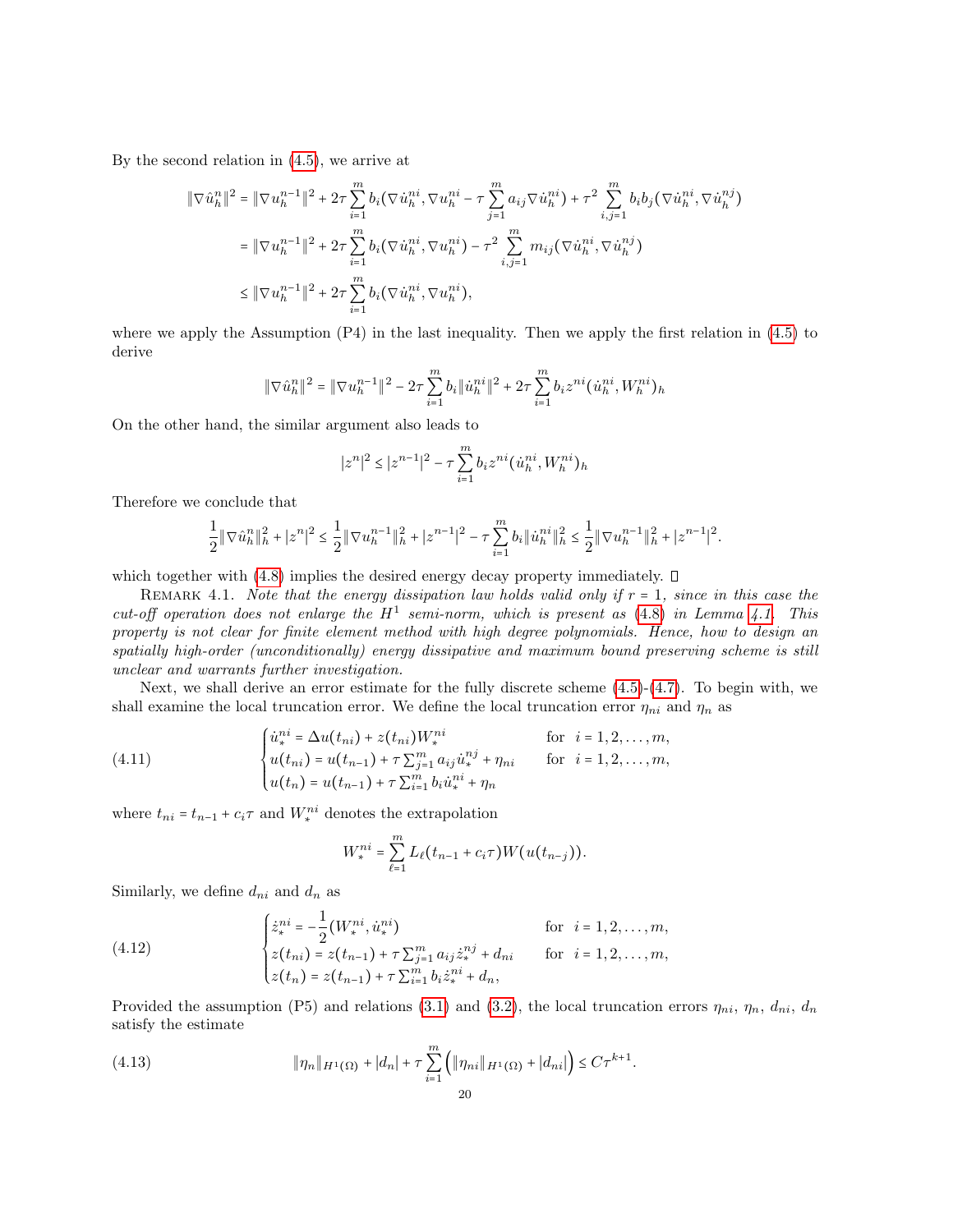By the second relation in (4.5), we arrive at

$$
\begin{aligned}
\|\nabla \hat{u}_h^n\|^2 &= \|\nabla u_h^{n-1}\|^2 + 2\tau \sum_{i=1}^m b_i (\nabla \dot{u}_h^{ni}, \nabla u_h^{ni} - \tau \sum_{j=1}^m a_{ij} \nabla \dot{u}_h^{ni}) + \tau^2 \sum_{i,j=1}^m b_i b_j (\nabla \dot{u}_h^{ni}, \nabla \dot{u}_h^{nj}) \\
&= \|\nabla u_h^{n-1}\|^2 + 2\tau \sum_{i=1}^m b_i (\nabla \dot{u}_h^{ni}, \nabla u_h^{ni}) - \tau^2 \sum_{i,j=1}^m m_{ij} (\nabla \dot{u}_h^{ni}, \nabla \dot{u}_h^{nj}) \\
&\le \|\nabla u_h^{n-1}\|^2 + 2\tau \sum_{i=1}^m b_i (\nabla \dot{u}_h^{ni}, \nabla u_h^{ni}),
\end{aligned}
$$

where we apply the Assumption (P4) in the last inequality. Then we apply the first relation in (4.5) to derive

$$
\|\nabla \hat{u}_h^n\|^2 = \|\nabla u_h^{n-1}\|^2 - 2\tau \sum_{i=1}^m b_i \|\dot{u}_h^{ni}\|^2 + 2\tau \sum_{i=1}^m b_i z^{ni} (\dot{u}_h^{ni}, W_h^{ni})_h
$$

On the other hand, the similar argument also leads to

$$
|z^n|^2 \le |z^{n-1}|^2 - \tau \sum_{i=1}^m b_i z^{ni} (\dot{u}_h^{ni}, W_h^{ni})_h
$$

Therefore we conclude that

$$
\frac{1}{2}\|\nabla \hat{u}_h^n\|_h^2 + |z^n|^2 \le \frac{1}{2}\|\nabla u_h^{n-1}\|_h^2 + |z^{n-1}|^2 - \tau \sum_{i=1}^m b_i \|\dot{u}_h^{ni}\|_h^2 \le \frac{1}{2}\|\nabla u_h^{n-1}\|_h^2 + |z^{n-1}|^2.
$$

which together with (4.8) implies the desired energy decay property immediately. ◻

Remark 4.1. *Note that the energy dissipation law holds valid only if $r = 1$, since in this case the cut-off operation does not enlarge the $H^1$ semi-norm, which is present as (4.8) in Lemma 4.1. This property is not clear for finite element method with high degree polynomials. Hence, how to design an spatially high-order (unconditionally) energy dissipative and maximum bound preserving scheme is still unclear and warrants further investigation.*

Next, we shall derive an error estimate for the fully discrete scheme (4.5)-(4.7). To begin with, we shall examine the local truncation error. We define the local truncation error $\eta_{ni}$ and $\eta_n$ as

$$
\begin{cases}
\dot{u}_*^{ni} = \Delta u(t_{ni}) + z(t_{ni}) W_*^{ni} & \text{for } \ i = 1, 2, \ldots, m, \\
u(t_{ni}) = u(t_{n-1}) + \tau \sum_{j=1}^m a_{ij} \dot{u}_*^{nj} + \eta_{ni} & \text{for } \ i = 1, 2, \ldots, m, \\
u(t_n) = u(t_{n-1}) + \tau \sum_{i=1}^m b_i \dot{u}_*^{ni} + \eta_n
\end{cases}
\tag{4.11}
$$

where $t_{ni} = t_{n-1} + c_i \tau$ and $W_*^{ni}$ denotes the extrapolation

$$
W_*^{ni} = \sum_{\ell=1}^m L_\ell(t_{n-1} + c_i \tau) W(u(t_{n-j})).
$$

Similarly, we define $d_{ni}$ and $d_n$ as

$$
\begin{cases}
\dot{z}_*^{ni} = -\dfrac{1}{2}(W_*^{ni}, \dot{u}_*^{ni}) & \text{for } \ i = 1, 2, \ldots, m, \\
z(t_{ni}) = z(t_{n-1}) + \tau \sum_{j=1}^m a_{ij} \dot{z}_*^{nj} + d_{ni} & \text{for } \ i = 1, 2, \ldots, m, \\
z(t_n) = z(t_{n-1}) + \tau \sum_{i=1}^m b_i \dot{z}_*^{ni} + d_n,
\end{cases}
\tag{4.12}
$$

Provided the assumption (P5) and relations (3.1) and (3.2), the local truncation errors $\eta_{ni}$, $\eta_n$, $d_{ni}$, $d_n$ satisfy the estimate

$$
\|\eta_n\|_{H^1(\Omega)} + |d_n| + \tau \sum_{i=1}^m \Big( \|\eta_{ni}\|_{H^1(\Omega)} + |d_{ni}| \Big) \le C\tau^{k+1}.
\tag{4.13}
$$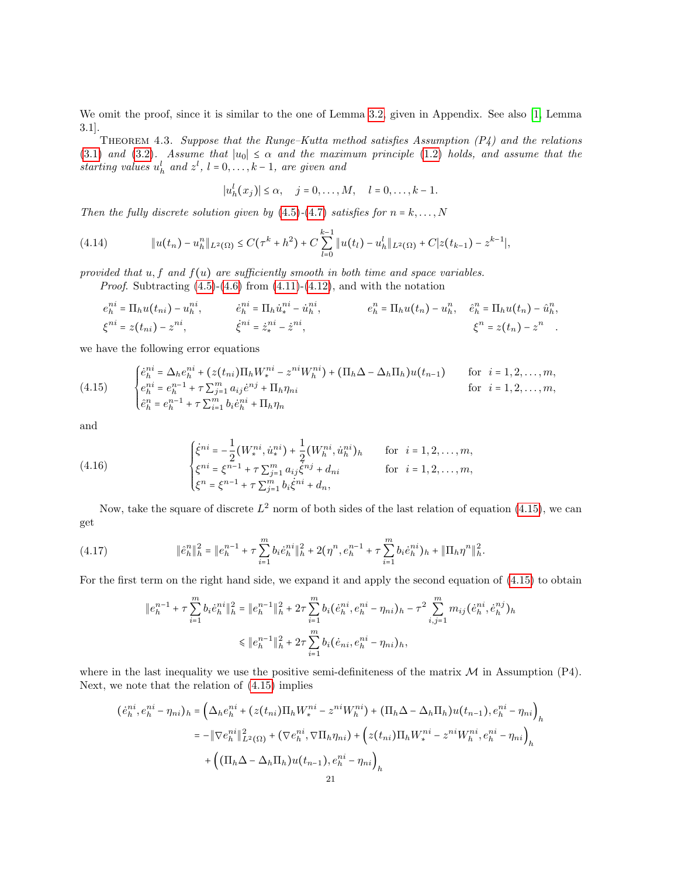We omit the proof, since it is similar to the one of Lemma 3.2, given in Appendix. See also [1, Lemma 3.1].

Theorem 4.3. *Suppose that the Runge–Kutta method satisfies Assumption (P4) and the relations (3.1) and (3.2). Assume that $|u_0| \le \alpha$ and the maximum principle (1.2) holds, and assume that the starting values $u_h^l$ and $z^l$, $l = 0, \dots, k-1$, are given and*

$$
|u_h^l(x_j)| \le \alpha, \quad j = 0, \dots, M, \quad l = 0, \dots, k-1.
$$

*Then the fully discrete solution given by (4.5)-(4.7) satisfies for $n = k, \dots, N$*

$$
\|u(t_n) - u_h^n\|_{L^2(\Omega)} \le C(\tau^k + h^2) + C\sum_{l=0}^{k-1} \|u(t_l) - u_h^l\|_{L^2(\Omega)} + C|z(t_{k-1}) - z^{k-1}|, \tag{4.14}
$$

*provided that $u, f$ and $f(u)$ are sufficiently smooth in both time and space variables.*

*Proof.* Subtracting (4.5)-(4.6) from (4.11)-(4.12), and with the notation

$$
\begin{aligned}
&e_h^{ni} = \Pi_h u(t_{ni}) - u_h^{ni}, \qquad \dot{e}_h^{ni} = \Pi_h \dot{u}_*^{ni} - \dot{u}_h^{ni}, \qquad e_h^n = \Pi_h u(t_n) - u_h^n, \quad \hat{e}_h^n = \Pi_h u(t_n) - \hat{u}_h^n, \\
&\xi^{ni} = z(t_{ni}) - z^{ni}, \qquad \dot{\xi}^{ni} = \dot{z}_*^{ni} - \dot{z}^{ni}, \qquad \xi^n = z(t_n) - z^n \quad .
\end{aligned}
$$

we have the following error equations

$$
\begin{cases}
\dot{e}_h^{ni} = \Delta_h e_h^{ni} + (z(t_{ni})\Pi_h W_*^{ni} - z^{ni} W_h^{ni}) + (\Pi_h \Delta - \Delta_h \Pi_h) u(t_{n-1}) & \text{for } \ i = 1, 2, \dots, m, \\
e_h^{ni} = e_h^{n-1} + \tau \sum_{j=1}^m a_{ij} \dot{e}^{nj} + \Pi_h \eta_{ni} & \text{for } \ i = 1, 2, \dots, m, \\
\hat{e}_h^n = e_h^{n-1} + \tau \sum_{i=1}^m b_i \dot{e}_h^{ni} + \Pi_h \eta_n
\end{cases} \tag{4.15}
$$

and

$$
\begin{cases}
\dot{\xi}^{ni} = -\dfrac{1}{2}(W_*^{ni}, \dot{u}_*^{ni}) + \dfrac{1}{2}(W_h^{ni}, \dot{u}_h^{ni})_h & \text{for } \ i = 1, 2, \dots, m, \\
\xi^{ni} = \xi^{n-1} + \tau \sum_{j=1}^m a_{ij} \dot{\xi}^{nj} + d_{ni} & \text{for } \ i = 1, 2, \dots, m, \\
\xi^n = \xi^{n-1} + \tau \sum_{j=1}^m b_i \dot{\xi}^{ni} + d_n,
\end{cases} \tag{4.16}
$$

Now, take the square of discrete $L^2$ norm of both sides of the last relation of equation (4.15), we can get

$$
\|\hat{e}_h^n\|_h^2 = \|e_h^{n-1} + \tau \sum_{i=1}^m b_i \dot{e}_h^{ni}\|_h^2 + 2(\eta^n, e_h^{n-1} + \tau \sum_{i=1}^m b_i \dot{e}_h^{ni})_h + \|\Pi_h \eta^n\|_h^2. \tag{4.17}
$$

For the first term on the right hand side, we expand it and apply the second equation of (4.15) to obtain

$$
\begin{aligned}
\|e_h^{n-1} + \tau \sum_{i=1}^m b_i \dot{e}_h^{ni}\|_h^2 &= \|e_h^{n-1}\|_h^2 + 2\tau \sum_{i=1}^m b_i (\dot{e}_h^{ni}, e_h^{ni} - \eta_{ni})_h - \tau^2 \sum_{i,j=1}^m m_{ij} (\dot{e}_h^{ni}, \dot{e}_h^{nj})_h \\
&\leqslant \|e_h^{n-1}\|_h^2 + 2\tau \sum_{i=1}^m b_i (\dot{e}_{ni}, e_h^{ni} - \eta_{ni})_h,
\end{aligned}
$$

where in the last inequality we use the positive semi-definiteness of the matrix $\mathcal{M}$ in Assumption (P4). Next, we note that the relation of (4.15) implies

$$
\begin{aligned}
(\dot{e}_h^{ni}, e_h^{ni} - \eta_{ni})_h &= \Big(\Delta_h e_h^{ni} + (z(t_{ni})\Pi_h W_*^{ni} - z^{ni} W_h^{ni}) + (\Pi_h \Delta - \Delta_h \Pi_h) u(t_{n-1}), e_h^{ni} - \eta_{ni}\Big)_h \\
&= -\|\nabla e_h^{ni}\|_{L^2(\Omega)}^2 + (\nabla e_h^{ni}, \nabla \Pi_h \eta_{ni}) + \Big(z(t_{ni})\Pi_h W_*^{ni} - z^{ni} W_h^{ni}, e_h^{ni} - \eta_{ni}\Big)_h \\
&\quad + \Big((\Pi_h \Delta - \Delta_h \Pi_h) u(t_{n-1}), e_h^{ni} - \eta_{ni}\Big)_h
\end{aligned}
$$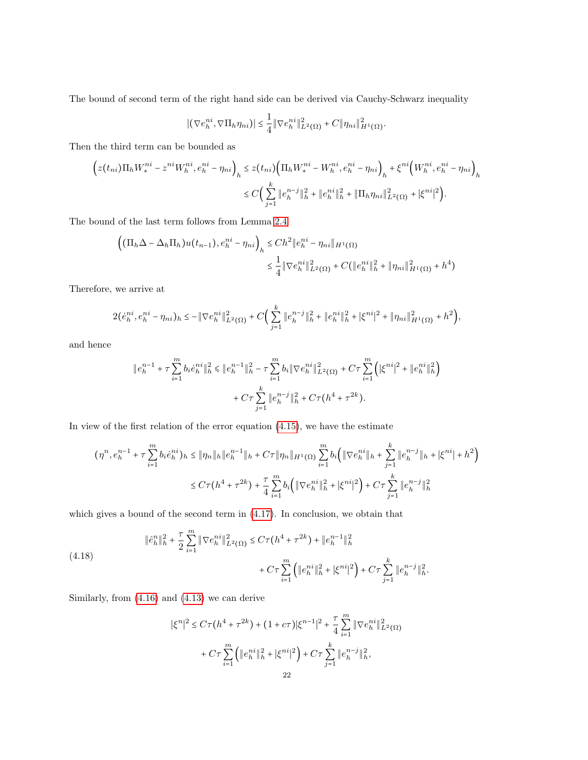The bound of second term of the right hand side can be derived via Cauchy-Schwarz inequality

$$|(\nabla e_h^{ni}, \nabla \Pi_h \eta_{ni})| \le \frac{1}{4}\|\nabla e_h^{ni}\|_{L^2(\Omega)}^2 + C\|\eta_{ni}\|_{H^1(\Omega)}^2.$$

Then the third term can be bounded as

$$\begin{aligned}
\Big(z(t_{ni})\Pi_h W_*^{ni} - z^{ni} W_h^{ni}, e_h^{ni} - \eta_{ni}\Big)_h &\le z(t_{ni})\Big(\Pi_h W_*^{ni} - W_h^{ni}, e_h^{ni} - \eta_{ni}\Big)_h + \xi^{ni}\Big(W_h^{ni}, e_h^{ni} - \eta_{ni}\Big)_h \\
&\le C\Big(\sum_{j=1}^{k}\|e_h^{n-j}\|_h^2 + \|e_h^{ni}\|_h^2 + \|\Pi_h \eta_{ni}\|_{L^2(\Omega)}^2 + |\xi^{ni}|^2\Big).
\end{aligned}$$

The bound of the last term follows from Lemma 2.4

$$\begin{aligned}
\Big((\Pi_h \Delta - \Delta_h \Pi_h)u(t_{n-1}), e_h^{ni} - \eta_{ni}\Big)_h &\le Ch^2\|e_h^{ni} - \eta_{ni}\|_{H^1(\Omega)} \\
&\le \frac{1}{4}\|\nabla e_h^{ni}\|_{L^2(\Omega)}^2 + C(\|e_h^{ni}\|_h^2 + \|\eta_{ni}\|_{H^1(\Omega)}^2 + h^4)
\end{aligned}$$

Therefore, we arrive at

$$2(\dot{e}_h^{ni}, e_h^{ni} - \eta_{ni})_h \le -\|\nabla e_h^{ni}\|_{L^2(\Omega)}^2 + C\Big(\sum_{j=1}^{k}\|e_h^{n-j}\|_h^2 + \|e_h^{ni}\|_h^2 + |\xi^{ni}|^2 + \|\eta_{ni}\|_{H^1(\Omega)}^2 + h^2\Big),$$

and hence

$$\begin{aligned}
\|e_h^{n-1} + \tau\sum_{i=1}^{m} b_i \dot{e}_h^{ni}\|_h^2 \leqslant \|e_h^{n-1}\|_h^2 - \tau\sum_{i=1}^{m} b_i\|\nabla e_h^{ni}\|_{L^2(\Omega)}^2 + C\tau\sum_{i=1}^{m}\Big(|\xi^{ni}|^2 + \|e_h^{ni}\|_h^2\Big) \\
+ C\tau\sum_{j=1}^{k}\|e_h^{n-j}\|_h^2 + C\tau(h^4 + \tau^{2k}).
\end{aligned}$$

In view of the first relation of the error equation (4.15), we have the estimate

$$\begin{aligned}
(\eta^n, e_h^{n-1} + \tau\sum_{i=1}^{m} b_i \dot{e}_h^{ni})_h &\le \|\eta_n\|_h\|e_h^{n-1}\|_h + C\tau\|\eta_n\|_{H^1(\Omega)}\sum_{i=1}^{m} b_i\Big(\|\nabla e_h^{ni}\|_h + \sum_{j=1}^{k}\|e_h^{n-j}\|_h + |\xi^{ni}| + h^2\Big) \\
&\le C\tau(h^4 + \tau^{2k}) + \frac{\tau}{4}\sum_{i=1}^{m} b_i\Big(\|\nabla e_h^{ni}\|_h^2 + |\xi^{ni}|^2\Big) + C\tau\sum_{j=1}^{k}\|e_h^{n-j}\|_h^2
\end{aligned}$$

which gives a bound of the second term in (4.17). In conclusion, we obtain that

$$\tag{4.18}
\begin{aligned}
\|\hat{e}_h^n\|_h^2 + \frac{\tau}{2}\sum_{i=1}^{m}\|\nabla e_h^{ni}\|_{L^2(\Omega)}^2 \le C\tau(h^4 + \tau^{2k}) + \|e_h^{n-1}\|_h^2 \\
+ C\tau\sum_{i=1}^{m}\Big(\|e_h^{ni}\|_h^2 + |\xi^{ni}|^2\Big) + C\tau\sum_{j=1}^{k}\|e_h^{n-j}\|_h^2.
\end{aligned}$$

Similarly, from (4.16) and (4.13) we can derive

$$\begin{aligned}
|\xi^n|^2 \le C\tau(h^4 + \tau^{2k}) + (1 + c\tau)|\xi^{n-1}|^2 + \frac{\tau}{4}\sum_{i=1}^{m}\|\nabla e_h^{ni}\|_{L^2(\Omega)}^2 \\
+ C\tau\sum_{i=1}^{m}\Big(\|e_h^{ni}\|_h^2 + |\xi^{ni}|^2\Big) + C\tau\sum_{j=1}^{k}\|e_h^{n-j}\|_h^2,
\end{aligned}$$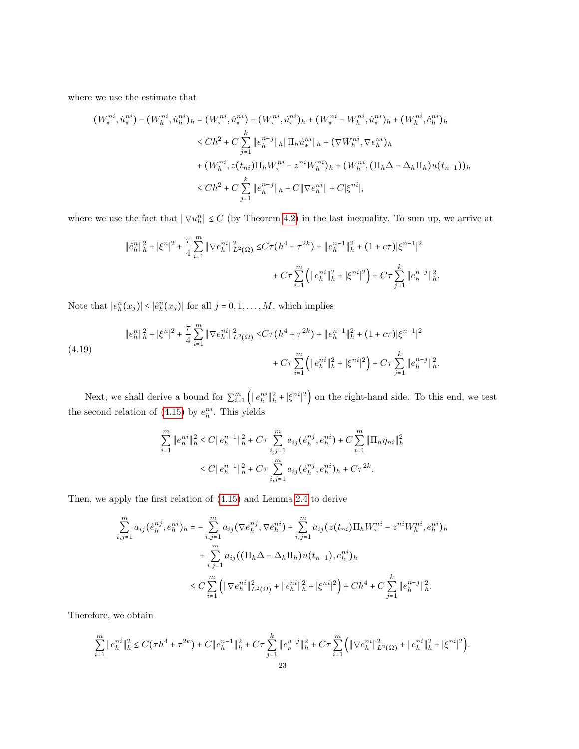where we use the estimate that

$$
\begin{aligned}
(W_*^{ni}, \dot{u}_*^{ni}) - (W_h^{ni}, \dot{u}_h^{ni})_h &= (W_*^{ni}, \dot{u}_*^{ni}) - (W_*^{ni}, \dot{u}_*^{ni})_h + (W_*^{ni} - W_h^{ni}, \dot{u}_*^{ni})_h + (W_h^{ni}, \dot{e}_h^{ni})_h \\
&\le Ch^2 + C\sum_{j=1}^{k} \|e_h^{n-j}\|_h \|\Pi_h \dot{u}_*^{ni}\|_h + (\nabla W_h^{ni}, \nabla e_h^{ni})_h \\
&\quad + (W_h^{ni}, z(t_{ni})\Pi_h W_*^{ni} - z^{ni} W_h^{ni})_h + (W_h^{ni}, (\Pi_h \Delta - \Delta_h \Pi_h) u(t_{n-1}))_h \\
&\le Ch^2 + C\sum_{j=1}^{k} \|e_h^{n-j}\|_h + C\|\nabla e_h^{ni}\| + C|\xi^{ni}|,
\end{aligned}
$$

where we use the fact that $\|\nabla u_h^n\| \le C$ (by Theorem 4.2) in the last inequality. To sum up, we arrive at

$$
\begin{aligned}
\|\hat{e}_h^n\|_h^2 + |\xi^n|^2 + \frac{\tau}{4}\sum_{i=1}^{m} \|\nabla e_h^{ni}\|_{L^2(\Omega)}^2 \le\, & C\tau(h^4 + \tau^{2k}) + \|e_h^{n-1}\|_h^2 + (1 + c\tau)|\xi^{n-1}|^2 \\
& + C\tau \sum_{i=1}^{m} \Big( \|e_h^{ni}\|_h^2 + |\xi^{ni}|^2 \Big) + C\tau \sum_{j=1}^{k} \|e_h^{n-j}\|_h^2 .
\end{aligned}
$$

Note that $|e_h^n(x_j)| \le |\hat{e}_h^n(x_j)|$ for all $j = 0, 1, \ldots, M$, which implies

$$
\begin{aligned}
\|e_h^n\|_h^2 + |\xi^n|^2 + \frac{\tau}{4}\sum_{i=1}^{m} \|\nabla e_h^{ni}\|_{L^2(\Omega)}^2 \le\, & C\tau(h^4 + \tau^{2k}) + \|e_h^{n-1}\|_h^2 + (1 + c\tau)|\xi^{n-1}|^2 \\
& + C\tau \sum_{i=1}^{m} \Big( \|e_h^{ni}\|_h^2 + |\xi^{ni}|^2 \Big) + C\tau \sum_{j=1}^{k} \|e_h^{n-j}\|_h^2 .
\end{aligned}
\tag{4.19}
$$

Next, we shall derive a bound for $\sum_{i=1}^{m} \Big( \|e_h^{ni}\|_h^2 + |\xi^{ni}|^2 \Big)$ on the right-hand side. To this end, we test the second relation of (4.15) by $e_h^{ni}$. This yields

$$
\begin{aligned}
\sum_{i=1}^{m} \|e_h^{ni}\|_h^2 &\le C\|e_h^{n-1}\|_h^2 + C\tau \sum_{i,j=1}^{m} a_{ij}(\dot{e}_h^{nj}, e_h^{ni}) + C\sum_{i=1}^{m} \|\Pi_h \eta_{ni}\|_h^2 \\
&\le C\|e_h^{n-1}\|_h^2 + C\tau \sum_{i,j=1}^{m} a_{ij}(\dot{e}_h^{nj}, e_h^{ni})_h + C\tau^{2k}.
\end{aligned}
$$

Then, we apply the first relation of (4.15) and Lemma 2.4 to derive

$$
\begin{aligned}
\sum_{i,j=1}^{m} a_{ij}(\dot{e}_h^{nj}, e_h^{ni})_h &= -\sum_{i,j=1}^{m} a_{ij}(\nabla e_h^{nj}, \nabla e_h^{ni}) + \sum_{i,j=1}^{m} a_{ij}(z(t_{ni})\Pi_h W_*^{ni} - z^{ni} W_h^{ni}, e_h^{ni})_h \\
&\quad + \sum_{i,j=1}^{m} a_{ij}((\Pi_h \Delta - \Delta_h \Pi_h) u(t_{n-1}), e_h^{ni})_h \\
&\le C\sum_{i=1}^{m} \Big( \|\nabla e_h^{ni}\|_{L^2(\Omega)}^2 + \|e_h^{ni}\|_h^2 + |\xi^{ni}|^2 \Big) + Ch^4 + C\sum_{j=1}^{k} \|e_h^{n-j}\|_h^2 .
\end{aligned}
$$

Therefore, we obtain

$$
\sum_{i=1}^{m} \|e_h^{ni}\|_h^2 \le C(\tau h^4 + \tau^{2k}) + C\|e_h^{n-1}\|_h^2 + C\tau \sum_{j=1}^{k} \|e_h^{n-j}\|_h^2 + C\tau \sum_{i=1}^{m} \Big( \|\nabla e_h^{ni}\|_{L^2(\Omega)}^2 + \|e_h^{ni}\|_h^2 + |\xi^{ni}|^2 \Big).
$$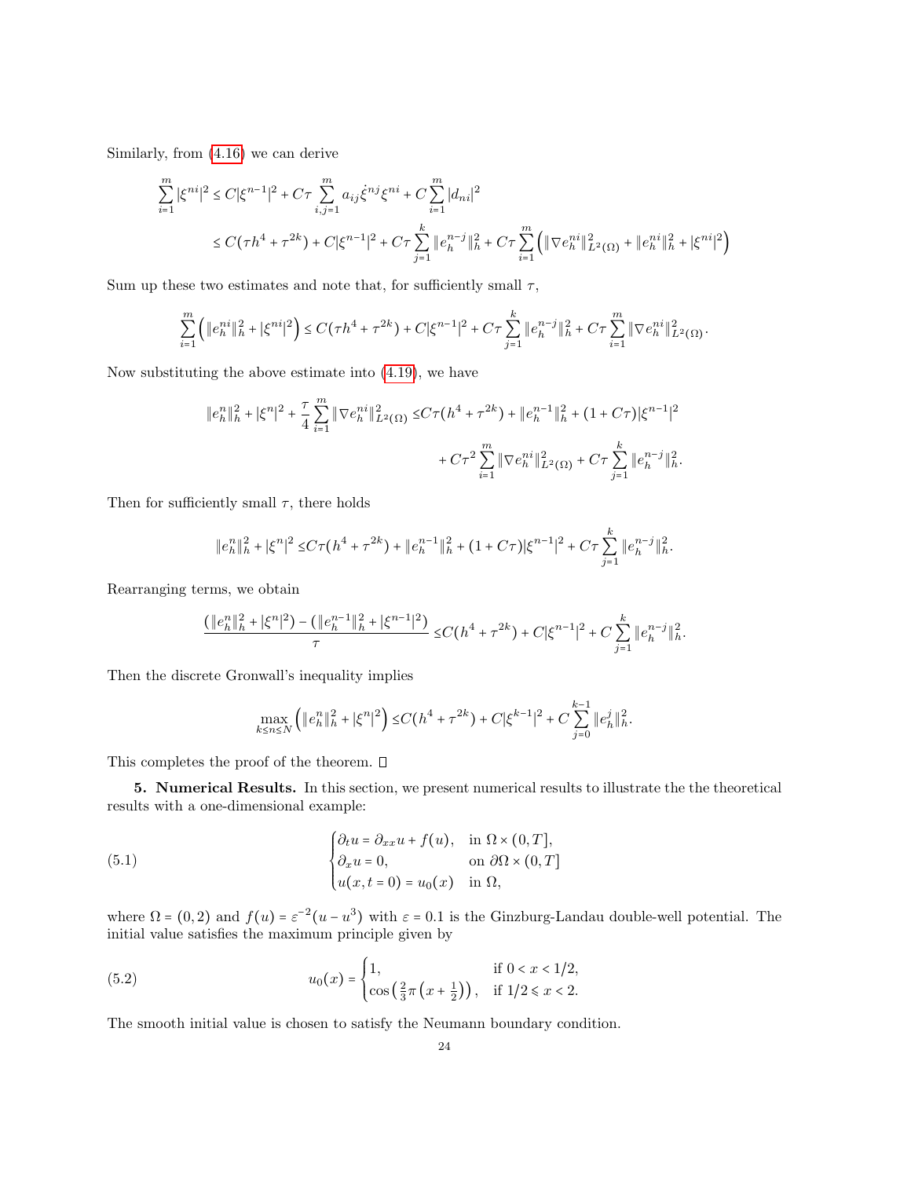Similarly, from (4.16) we can derive

$$
\begin{aligned}
\sum_{i=1}^{m} |\xi^{ni}|^2 &\le C|\xi^{n-1}|^2 + C\tau \sum_{i,j=1}^{m} a_{ij}\dot{\xi}^{nj}\xi^{ni} + C\sum_{i=1}^{m} |d_{ni}|^2 \\
&\le C(\tau h^4 + \tau^{2k}) + C|\xi^{n-1}|^2 + C\tau \sum_{j=1}^{k} \|e_h^{n-j}\|_h^2 + C\tau \sum_{i=1}^{m} \Big( \|\nabla e_h^{ni}\|_{L^2(\Omega)}^2 + \|e_h^{ni}\|_h^2 + |\xi^{ni}|^2 \Big)
\end{aligned}
$$

Sum up these two estimates and note that, for sufficiently small $\tau$,

$$
\sum_{i=1}^{m} \Big( \|e_h^{ni}\|_h^2 + |\xi^{ni}|^2 \Big) \le C(\tau h^4 + \tau^{2k}) + C|\xi^{n-1}|^2 + C\tau \sum_{j=1}^{k} \|e_h^{n-j}\|_h^2 + C\tau \sum_{i=1}^{m} \|\nabla e_h^{ni}\|_{L^2(\Omega)}^2 .
$$

Now substituting the above estimate into (4.19), we have

$$
\begin{aligned}
\|e_h^n\|_h^2 + |\xi^n|^2 + \frac{\tau}{4}\sum_{i=1}^{m} \|\nabla e_h^{ni}\|_{L^2(\Omega)}^2 \le& C\tau(h^4 + \tau^{2k}) + \|e_h^{n-1}\|_h^2 + (1 + C\tau)|\xi^{n-1}|^2 \\
&+ C\tau^2 \sum_{i=1}^{m} \|\nabla e_h^{ni}\|_{L^2(\Omega)}^2 + C\tau \sum_{j=1}^{k} \|e_h^{n-j}\|_h^2 .
\end{aligned}
$$

Then for sufficiently small $\tau$, there holds

$$
\|e_h^n\|_h^2 + |\xi^n|^2 \le C\tau(h^4 + \tau^{2k}) + \|e_h^{n-1}\|_h^2 + (1 + C\tau)|\xi^{n-1}|^2 + C\tau \sum_{j=1}^{k} \|e_h^{n-j}\|_h^2 .
$$

Rearranging terms, we obtain

$$
\frac{\big(\|e_h^n\|_h^2 + |\xi^n|^2\big) - \big(\|e_h^{n-1}\|_h^2 + |\xi^{n-1}|^2\big)}{\tau} \le C(h^4 + \tau^{2k}) + C|\xi^{n-1}|^2 + C\sum_{j=1}^{k} \|e_h^{n-j}\|_h^2 .
$$

Then the discrete Gronwall's inequality implies

$$
\max_{k \le n \le N} \Big( \|e_h^n\|_h^2 + |\xi^n|^2 \Big) \le C(h^4 + \tau^{2k}) + C|\xi^{k-1}|^2 + C\sum_{j=0}^{k-1} \|e_h^j\|_h^2 .
$$

This completes the proof of the theorem. ☐

**5. Numerical Results.** In this section, we present numerical results to illustrate the the theoretical results with a one-dimensional example:

$$
\begin{cases}
\partial_t u = \partial_{xx} u + f(u), & \text{in } \Omega \times (0,T], \\
\partial_x u = 0, & \text{on } \partial\Omega \times (0,T] \\
u(x, t = 0) = u_0(x) & \text{in } \Omega,
\end{cases}
\tag{5.1}
$$

where $\Omega = (0,2)$ and $f(u) = \varepsilon^{-2}(u - u^3)$ with $\varepsilon = 0.1$ is the Ginzburg-Landau double-well potential. The initial value satisfies the maximum principle given by

$$
u_0(x) =
\begin{cases}
1, & \text{if } 0 < x < 1/2, \\
\cos\left(\frac{2}{3}\pi\left(x + \frac{1}{2}\right)\right), & \text{if } 1/2 \leqslant x < 2.
\end{cases}
\tag{5.2}
$$

The smooth initial value is chosen to satisfy the Neumann boundary condition.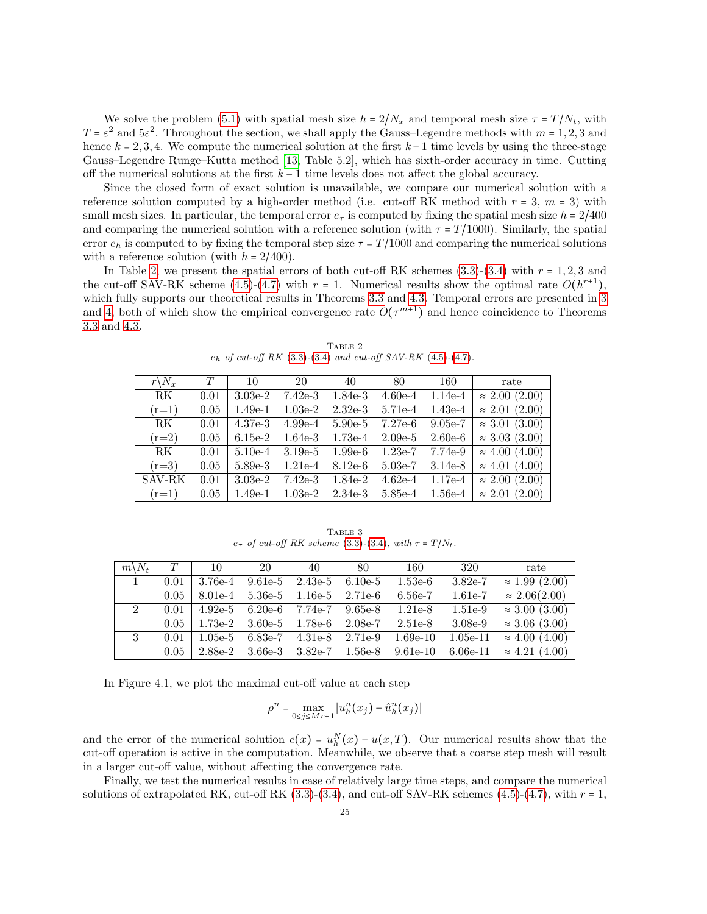We solve the problem (5.1) with spatial mesh size $h = 2/N_x$ and temporal mesh size $\tau = T/N_t$, with $T = \varepsilon^2$ and $5\varepsilon^2$. Throughout the section, we shall apply the Gauss–Legendre methods with $m = 1, 2, 3$ and hence $k = 2, 3, 4$. We compute the numerical solution at the first $k-1$ time levels by using the three-stage Gauss–Legendre Runge–Kutta method [13, Table 5.2], which has sixth-order accuracy in time. Cutting off the numerical solutions at the first $k-1$ time levels does not affect the global accuracy.

Since the closed form of exact solution is unavailable, we compare our numerical solution with a reference solution computed by a high-order method (i.e. cut-off RK method with $r = 3$, $m = 3$) with small mesh sizes. In particular, the temporal error $e_\tau$ is computed by fixing the spatial mesh size $h = 2/400$ and comparing the numerical solution with a reference solution (with $\tau = T/1000$). Similarly, the spatial error $e_h$ is computed to by fixing the temporal step size $\tau = T/1000$ and comparing the numerical solutions with a reference solution (with $h = 2/400$).

In Table 2, we present the spatial errors of both cut-off RK schemes (3.3)-(3.4) with $r = 1, 2, 3$ and the cut-off SAV-RK scheme (4.5)-(4.7) with $r = 1$. Numerical results show the optimal rate $O(h^{r+1})$, which fully supports our theoretical results in Theorems 3.3 and 4.3. Temporal errors are presented in 3 and 4, both of which show the empirical convergence rate $O(\tau^{m+1})$ and hence coincidence to Theorems 3.3 and 4.3.

Table 2
*$e_h$ of cut-off RK (3.3)-(3.4) and cut-off SAV-RK (4.5)-(4.7).*

| $r\backslash N_x$ | $T$ | 10 | 20 | 40 | 80 | 160 | rate |
|---|---|---|---|---|---|---|---|
| RK | 0.01 | 3.03e-2 | 7.42e-3 | 1.84e-3 | 4.60e-4 | 1.14e-4 | ≈ 2.00 (2.00) |
| (r=1) | 0.05 | 1.49e-1 | 1.03e-2 | 2.32e-3 | 5.71e-4 | 1.43e-4 | ≈ 2.01 (2.00) |
| RK | 0.01 | 4.37e-3 | 4.99e-4 | 5.90e-5 | 7.27e-6 | 9.05e-7 | ≈ 3.01 (3.00) |
| (r=2) | 0.05 | 6.15e-2 | 1.64e-3 | 1.73e-4 | 2.09e-5 | 2.60e-6 | ≈ 3.03 (3.00) |
| RK | 0.01 | 5.10e-4 | 3.19e-5 | 1.99e-6 | 1.23e-7 | 7.74e-9 | ≈ 4.00 (4.00) |
| (r=3) | 0.05 | 5.89e-3 | 1.21e-4 | 8.12e-6 | 5.03e-7 | 3.14e-8 | ≈ 4.01 (4.00) |
| SAV-RK | 0.01 | 3.03e-2 | 7.42e-3 | 1.84e-2 | 4.62e-4 | 1.17e-4 | ≈ 2.00 (2.00) |
| (r=1) | 0.05 | 1.49e-1 | 1.03e-2 | 2.34e-3 | 5.85e-4 | 1.56e-4 | ≈ 2.01 (2.00) |

Table 3
*$e_\tau$ of cut-off RK scheme (3.3)-(3.4), with $\tau = T/N_t$.*

| $m\backslash N_t$ | $T$ | 10 | 20 | 40 | 80 | 160 | 320 | rate |
|---|---|---|---|---|---|---|---|---|
| 1 | 0.01 | 3.76e-4 | 9.61e-5 | 2.43e-5 | 6.10e-5 | 1.53e-6 | 3.82e-7 | ≈ 1.99 (2.00) |
| | 0.05 | 8.01e-4 | 5.36e-5 | 1.16e-5 | 2.71e-6 | 6.56e-7 | 1.61e-7 | ≈ 2.06(2.00) |
| 2 | 0.01 | 4.92e-5 | 6.20e-6 | 7.74e-7 | 9.65e-8 | 1.21e-8 | 1.51e-9 | ≈ 3.00 (3.00) |
| | 0.05 | 1.73e-2 | 3.60e-5 | 1.78e-6 | 2.08e-7 | 2.51e-8 | 3.08e-9 | ≈ 3.06 (3.00) |
| 3 | 0.01 | 1.05e-5 | 6.83e-7 | 4.31e-8 | 2.71e-9 | 1.69e-10 | 1.05e-11 | ≈ 4.00 (4.00) |
| | 0.05 | 2.88e-2 | 3.66e-3 | 3.82e-7 | 1.56e-8 | 9.61e-10 | 6.06e-11 | ≈ 4.21 (4.00) |

In Figure 4.1, we plot the maximal cut-off value at each step

$$\rho^n = \max_{0 \le j \le Mr+1} |u_h^n(x_j) - \hat{u}_h^n(x_j)|$$

and the error of the numerical solution $e(x) = u_h^N(x) - u(x,T)$. Our numerical results show that the cut-off operation is active in the computation. Meanwhile, we observe that a coarse step mesh will result in a larger cut-off value, without affecting the convergence rate.

Finally, we test the numerical results in case of relatively large time steps, and compare the numerical solutions of extrapolated RK, cut-off RK (3.3)-(3.4), and cut-off SAV-RK schemes (4.5)-(4.7), with $r = 1$,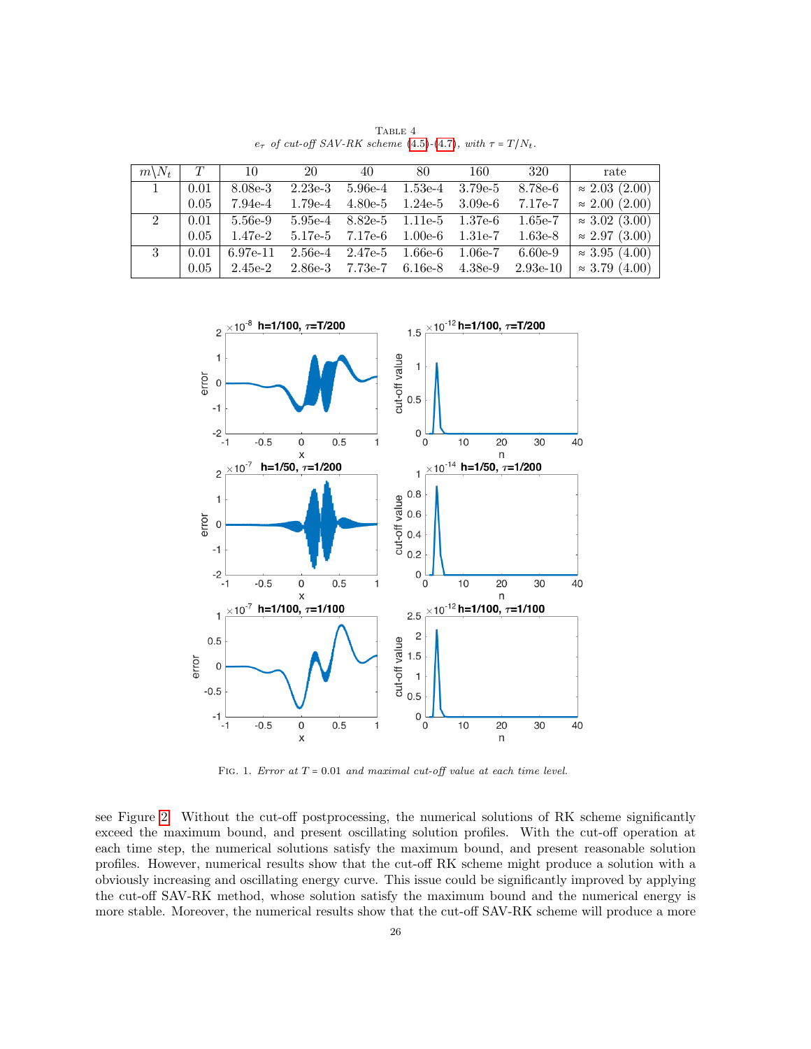Table 4
$e_\tau$ *of cut-off SAV-RK scheme* (4.5)-(4.7)*, with* $\tau = T/N_t$.

| $m\backslash N_t$ | $T$ | 10 | 20 | 40 | 80 | 160 | 320 | rate |
|---|---|---|---|---|---|---|---|---|
| 1 | 0.01 | 8.08e-3 | 2.23e-3 | 5.96e-4 | 1.53e-4 | 3.79e-5 | 8.78e-6 | $\approx$ 2.03 (2.00) |
| | 0.05 | 7.94e-4 | 1.79e-4 | 4.80e-5 | 1.24e-5 | 3.09e-6 | 7.17e-7 | $\approx$ 2.00 (2.00) |
| 2 | 0.01 | 5.56e-9 | 5.95e-4 | 8.82e-5 | 1.11e-5 | 1.37e-6 | 1.65e-7 | $\approx$ 3.02 (3.00) |
| | 0.05 | 1.47e-2 | 5.17e-5 | 7.17e-6 | 1.00e-6 | 1.31e-7 | 1.63e-8 | $\approx$ 2.97 (3.00) |
| 3 | 0.01 | 6.97e-11 | 2.56e-4 | 2.47e-5 | 1.66e-6 | 1.06e-7 | 6.60e-9 | $\approx$ 3.95 (4.00) |
| | 0.05 | 2.45e-2 | 2.86e-3 | 7.73e-7 | 6.16e-8 | 4.38e-9 | 2.93e-10 | $\approx$ 3.79 (4.00) |

Fig. 1. *Error at* $T = 0.01$ *and maximal cut-off value at each time level.*

see Figure 2. Without the cut-off postprocessing, the numerical solutions of RK scheme significantly exceed the maximum bound, and present oscillating solution profiles. With the cut-off operation at each time step, the numerical solutions satisfy the maximum bound, and present reasonable solution profiles. However, numerical results show that the cut-off RK scheme might produce a solution with a obviously increasing and oscillating energy curve. This issue could be significantly improved by applying the cut-off SAV-RK method, whose solution satisfy the maximum bound and the numerical energy is more stable. Moreover, the numerical results show that the cut-off SAV-RK scheme will produce a more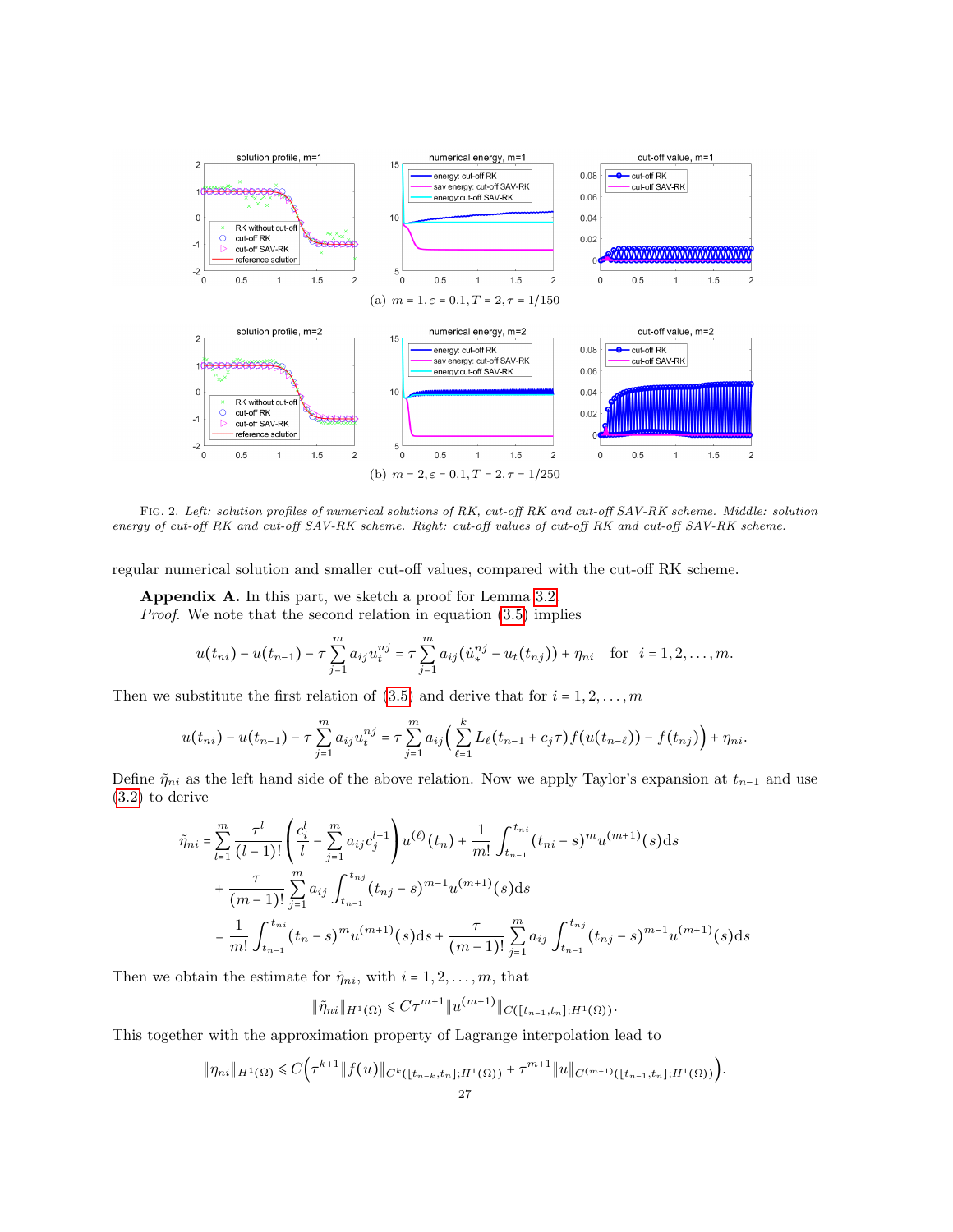(a) $m = 1, \varepsilon = 0.1, T = 2, \tau = 1/150$

(b) $m = 2, \varepsilon = 0.1, T = 2, \tau = 1/250$

FIG. 2. *Left: solution profiles of numerical solutions of RK, cut-off RK and cut-off SAV-RK scheme. Middle: solution energy of cut-off RK and cut-off SAV-RK scheme. Right: cut-off values of cut-off RK and cut-off SAV-RK scheme.*

regular numerical solution and smaller cut-off values, compared with the cut-off RK scheme.

**Appendix A.** In this part, we sketch a proof for Lemma 3.2.

*Proof.* We note that the second relation in equation (3.5) implies

$$u(t_{ni}) - u(t_{n-1}) - \tau \sum_{j=1}^{m} a_{ij} u_t^{nj} = \tau \sum_{j=1}^{m} a_{ij} (\dot{u}_*^{nj} - u_t(t_{nj})) + \eta_{ni} \quad \text{for} \quad i = 1, 2, \ldots, m.$$

Then we substitute the first relation of (3.5) and derive that for $i = 1, 2, \ldots, m$

$$u(t_{ni}) - u(t_{n-1}) - \tau \sum_{j=1}^{m} a_{ij} u_t^{nj} = \tau \sum_{j=1}^{m} a_{ij} \Big( \sum_{\ell=1}^{k} L_\ell(t_{n-1} + c_j \tau) f(u(t_{n-\ell})) - f(t_{nj}) \Big) + \eta_{ni}.$$

Define $\tilde{\eta}_{ni}$ as the left hand side of the above relation. Now we apply Taylor's expansion at $t_{n-1}$ and use (3.2) to derive

$$\begin{aligned}
\tilde{\eta}_{ni} &= \sum_{l=1}^{m} \frac{\tau^l}{(l-1)!} \Bigg( \frac{c_i^l}{l} - \sum_{j=1}^{m} a_{ij} c_j^{l-1} \Bigg) u^{(\ell)}(t_n) + \frac{1}{m!} \int_{t_{n-1}}^{t_{ni}} (t_{ni} - s)^m u^{(m+1)}(s) \mathrm{d}s \\
&\quad + \frac{\tau}{(m-1)!} \sum_{j=1}^{m} a_{ij} \int_{t_{n-1}}^{t_{nj}} (t_{nj} - s)^{m-1} u^{(m+1)}(s) \mathrm{d}s \\
&= \frac{1}{m!} \int_{t_{n-1}}^{t_{ni}} (t_n - s)^m u^{(m+1)}(s) \mathrm{d}s + \frac{\tau}{(m-1)!} \sum_{j=1}^{m} a_{ij} \int_{t_{n-1}}^{t_{nj}} (t_{nj} - s)^{m-1} u^{(m+1)}(s) \mathrm{d}s
\end{aligned}$$

Then we obtain the estimate for $\tilde{\eta}_{ni}$, with $i = 1, 2, \ldots, m$, that

$$\|\tilde{\eta}_{ni}\|_{H^1(\Omega)} \leqslant C\tau^{m+1} \|u^{(m+1)}\|_{C([t_{n-1}, t_n]; H^1(\Omega))}.$$

This together with the approximation property of Lagrange interpolation lead to

$$\|\eta_{ni}\|_{H^1(\Omega)} \leqslant C\Big(\tau^{k+1} \|f(u)\|_{C^k([t_{n-k}, t_n]; H^1(\Omega))} + \tau^{m+1} \|u\|_{C^{(m+1)}([t_{n-1}, t_n]; H^1(\Omega))}\Big).$$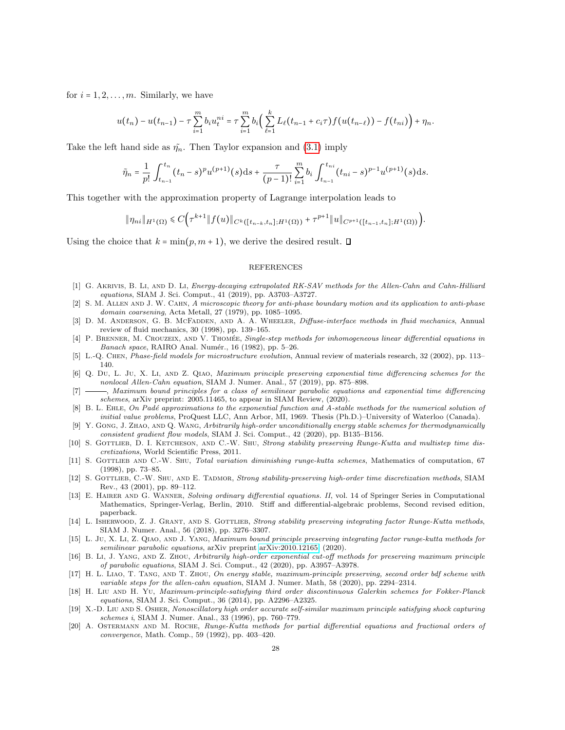for $i = 1, 2, \ldots, m$. Similarly, we have

$$u(t_n) - u(t_{n-1}) - \tau \sum_{i=1}^{m} b_i u_t^{ni} = \tau \sum_{i=1}^{m} b_i \Big( \sum_{\ell=1}^{k} L_\ell(t_{n-1} + c_i \tau) f(u(t_{n-\ell})) - f(t_{ni}) \Big) + \eta_n.$$

Take the left hand side as $\tilde{\eta_n}$. Then Taylor expansion and (3.1) imply

$$\tilde{\eta}_n = \frac{1}{p!} \int_{t_{n-1}}^{t_n} (t_n - s)^p u^{(p+1)}(s) \mathrm{d}s + \frac{\tau}{(p-1)!} \sum_{i=1}^{m} b_i \int_{t_{n-1}}^{t_{ni}} (t_{ni} - s)^{p-1} u^{(p+1)}(s) \mathrm{d}s.$$

This together with the approximation property of Lagrange interpolation leads to

$$\|\eta_{ni}\|_{H^1(\Omega)} \leqslant C\Big( \tau^{k+1} \|f(u)\|_{C^k([t_{n-k}, t_n]; H^1(\Omega))} + \tau^{p+1} \|u\|_{C^{p+1}([t_{n-1}, t_n]; H^1(\Omega))} \Big).$$

Using the choice that $k = \min(p, m+1)$, we derive the desired result. □

## REFERENCES

[1] G. Akrivis, B. Li, and D. Li, *Energy-decaying extrapolated RK-SAV methods for the Allen-Cahn and Cahn-Hilliard equations*, SIAM J. Sci. Comput., 41 (2019), pp. A3703–A3727.

[2] S. M. Allen and J. W. Cahn, *A microscopic theory for anti-phase boundary motion and its application to anti-phase domain coarsening*, Acta Metall, 27 (1979), pp. 1085–1095.

[3] D. M. Anderson, G. B. McFadden, and A. A. Wheeler, *Diffuse-interface methods in fluid mechanics*, Annual review of fluid mechanics, 30 (1998), pp. 139–165.

[4] P. Brenner, M. Crouzeix, and V. Thomée, *Single-step methods for inhomogeneous linear differential equations in Banach space*, RAIRO Anal. Numér., 16 (1982), pp. 5–26.

[5] L.-Q. Chen, *Phase-field models for microstructure evolution*, Annual review of materials research, 32 (2002), pp. 113–140.

[6] Q. Du, L. Ju, X. Li, and Z. Qiao, *Maximum principle preserving exponential time differencing schemes for the nonlocal Allen-Cahn equation*, SIAM J. Numer. Anal., 57 (2019), pp. 875–898.

[7] ———, *Maximum bound principles for a class of semilinear parabolic equations and exponential time differencing schemes*, arXiv preprint: 2005.11465, to appear in SIAM Review, (2020).

[8] B. L. Ehle, *On Padé approximations to the exponential function and A-stable methods for the numerical solution of initial value problems*, ProQuest LLC, Ann Arbor, MI, 1969. Thesis (Ph.D.)–University of Waterloo (Canada).

[9] Y. Gong, J. Zhao, and Q. Wang, *Arbitrarily high-order unconditionally energy stable schemes for thermodynamically consistent gradient flow models*, SIAM J. Sci. Comput., 42 (2020), pp. B135–B156.

[10] S. Gottlieb, D. I. Ketcheson, and C.-W. Shu, *Strong stability preserving Runge-Kutta and multistep time discretizations*, World Scientific Press, 2011.

[11] S. Gottlieb and C.-W. Shu, *Total variation diminishing runge-kutta schemes*, Mathematics of computation, 67 (1998), pp. 73–85.

[12] S. Gottlieb, C.-W. Shu, and E. Tadmor, *Strong stability-preserving high-order time discretization methods*, SIAM Rev., 43 (2001), pp. 89–112.

[13] E. Hairer and G. Wanner, *Solving ordinary differential equations. II*, vol. 14 of Springer Series in Computational Mathematics, Springer-Verlag, Berlin, 2010. Stiff and differential-algebraic problems, Second revised edition, paperback.

[14] L. Isherwood, Z. J. Grant, and S. Gottlieb, *Strong stability preserving integrating factor Runge-Kutta methods*, SIAM J. Numer. Anal., 56 (2018), pp. 3276–3307.

[15] L. Ju, X. Li, Z. Qiao, and J. Yang, *Maximum bound principle preserving integrating factor runge-kutta methods for semilinear parabolic equations*, arXiv preprint arXiv:2010.12165, (2020).

[16] B. Li, J. Yang, and Z. Zhou, *Arbitrarily high-order exponential cut-off methods for preserving maximum principle of parabolic equations*, SIAM J. Sci. Comput., 42 (2020), pp. A3957–A3978.

[17] H. L. Liao, T. Tang, and T. Zhou, *On energy stable, maximum-principle preserving, second order bdf scheme with variable steps for the allen-cahn equation*, SIAM J. Numer. Math, 58 (2020), pp. 2294–2314.

[18] H. Liu and H. Yu, *Maximum-principle-satisfying third order discontinuous Galerkin schemes for Fokker-Planck equations*, SIAM J. Sci. Comput., 36 (2014), pp. A2296–A2325.

[19] X.-D. Liu and S. Osher, *Nonoscillatory high order accurate self-similar maximum principle satisfying shock capturing schemes i*, SIAM J. Numer. Anal., 33 (1996), pp. 760–779.

[20] A. Ostermann and M. Roche, *Runge-Kutta methods for partial differential equations and fractional orders of convergence*, Math. Comp., 59 (1992), pp. 403–420.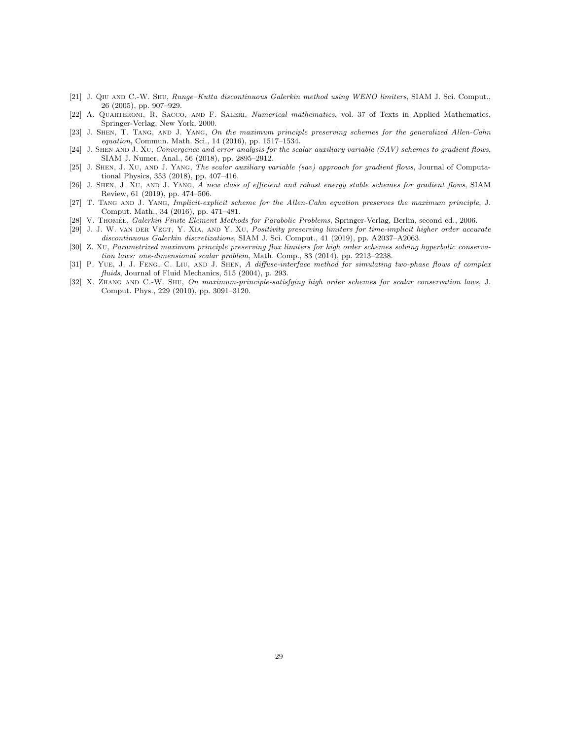[21] J. Qiu and C.-W. Shu, *Runge–Kutta discontinuous Galerkin method using WENO limiters*, SIAM J. Sci. Comput., 26 (2005), pp. 907–929.

[22] A. Quarteroni, R. Sacco, and F. Saleri, *Numerical mathematics*, vol. 37 of Texts in Applied Mathematics, Springer-Verlag, New York, 2000.

[23] J. Shen, T. Tang, and J. Yang, *On the maximum principle preserving schemes for the generalized Allen-Cahn equation*, Commun. Math. Sci., 14 (2016), pp. 1517–1534.

[24] J. Shen and J. Xu, *Convergence and error analysis for the scalar auxiliary variable (SAV) schemes to gradient flows*, SIAM J. Numer. Anal., 56 (2018), pp. 2895–2912.

[25] J. Shen, J. Xu, and J. Yang, *The scalar auxiliary variable (sav) approach for gradient flows*, Journal of Computational Physics, 353 (2018), pp. 407–416.

[26] J. Shen, J. Xu, and J. Yang, *A new class of efficient and robust energy stable schemes for gradient flows*, SIAM Review, 61 (2019), pp. 474–506.

[27] T. Tang and J. Yang, *Implicit-explicit scheme for the Allen-Cahn equation preserves the maximum principle*, J. Comput. Math., 34 (2016), pp. 471–481.

[28] V. Thomée, *Galerkin Finite Element Methods for Parabolic Problems*, Springer-Verlag, Berlin, second ed., 2006.

[29] J. J. W. van der Vegt, Y. Xia, and Y. Xu, *Positivity preserving limiters for time-implicit higher order accurate discontinuous Galerkin discretizations*, SIAM J. Sci. Comput., 41 (2019), pp. A2037–A2063.

[30] Z. Xu, *Parametrized maximum principle preserving flux limiters for high order schemes solving hyperbolic conservation laws: one-dimensional scalar problem*, Math. Comp., 83 (2014), pp. 2213–2238.

[31] P. Yue, J. J. Feng, C. Liu, and J. Shen, *A diffuse-interface method for simulating two-phase flows of complex fluids*, Journal of Fluid Mechanics, 515 (2004), p. 293.

[32] X. Zhang and C.-W. Shu, *On maximum-principle-satisfying high order schemes for scalar conservation laws*, J. Comput. Phys., 229 (2010), pp. 3091–3120.